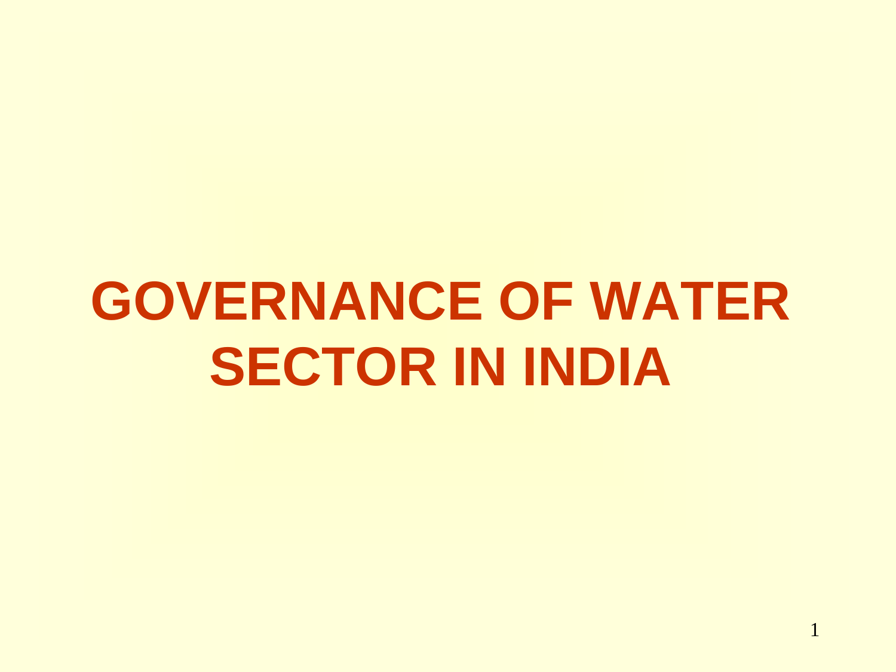# GOVERNANCE OF WATER SECTOR IN INDIA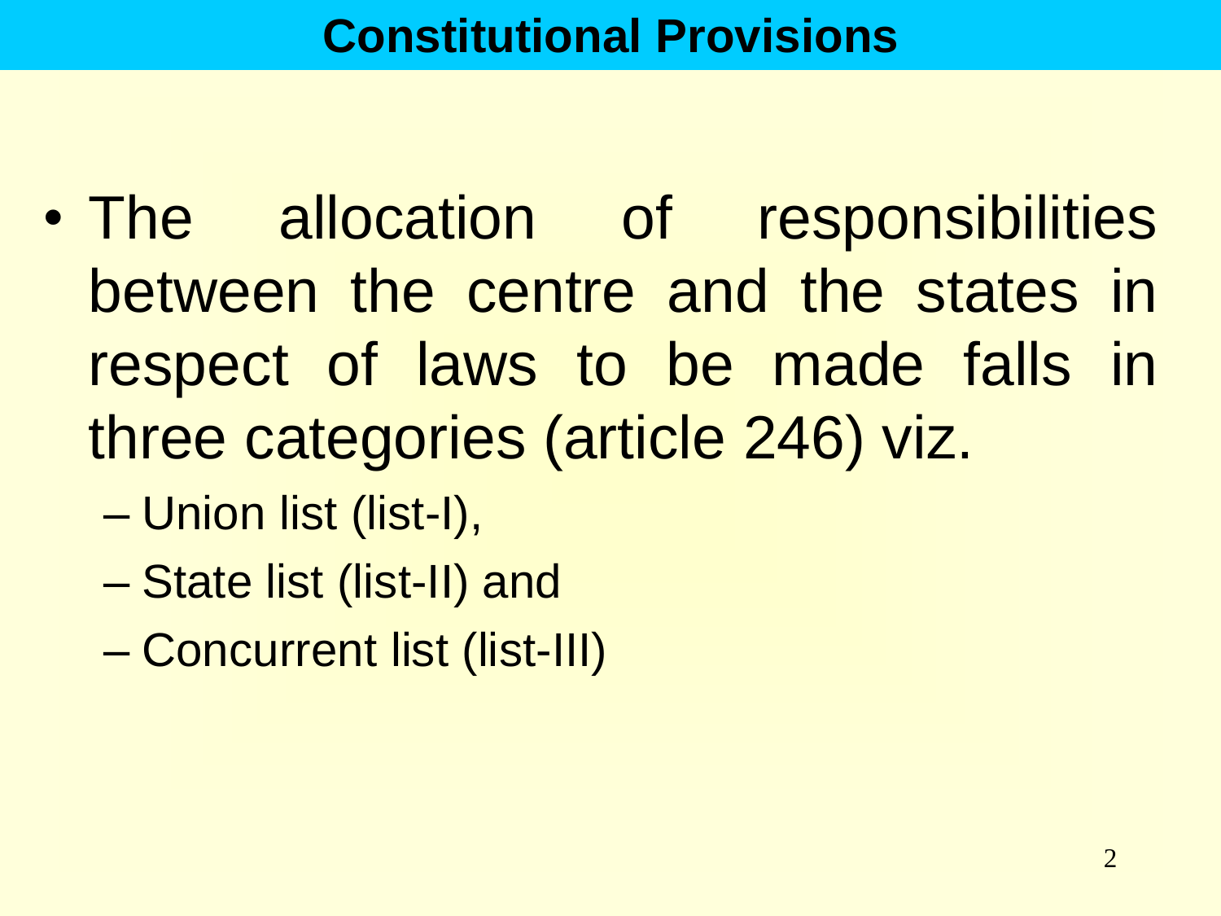## Constitutional Provisions

- The allocation of responsibilities between the centre and the states in respect of laws to be made falls in three categories (article 246) viz.
  - Union list (list-I),
  - State list (list-II) and
  - Concurrent list (list-III)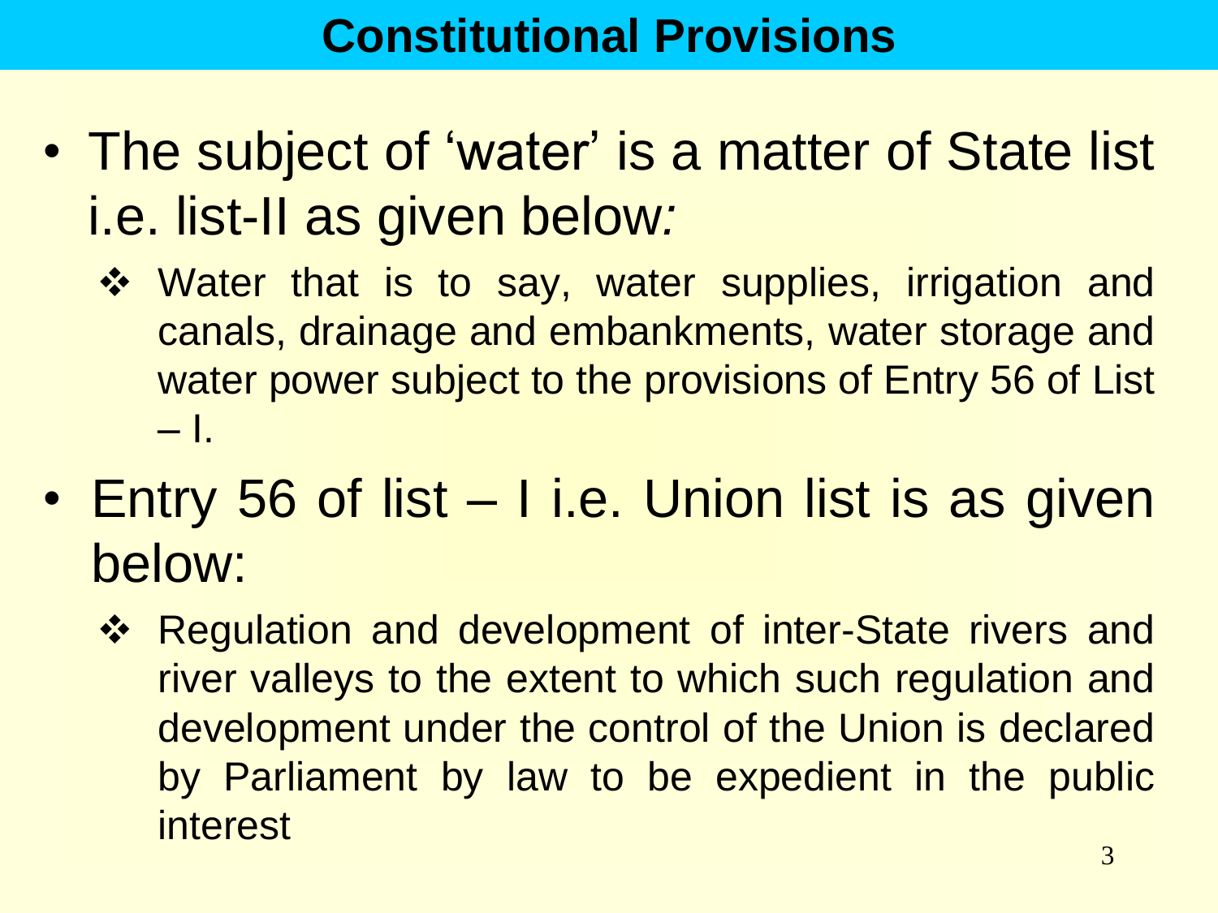# Constitutional Provisions

- The subject of 'water' is a matter of State list i.e. list-II as given below*:*
  - ❖ Water that is to say, water supplies, irrigation and canals, drainage and embankments, water storage and water power subject to the provisions of Entry 56 of List – I.
- Entry 56 of list – I i.e. Union list is as given below:
  - ❖ Regulation and development of inter-State rivers and river valleys to the extent to which such regulation and development under the control of the Union is declared by Parliament by law to be expedient in the public interest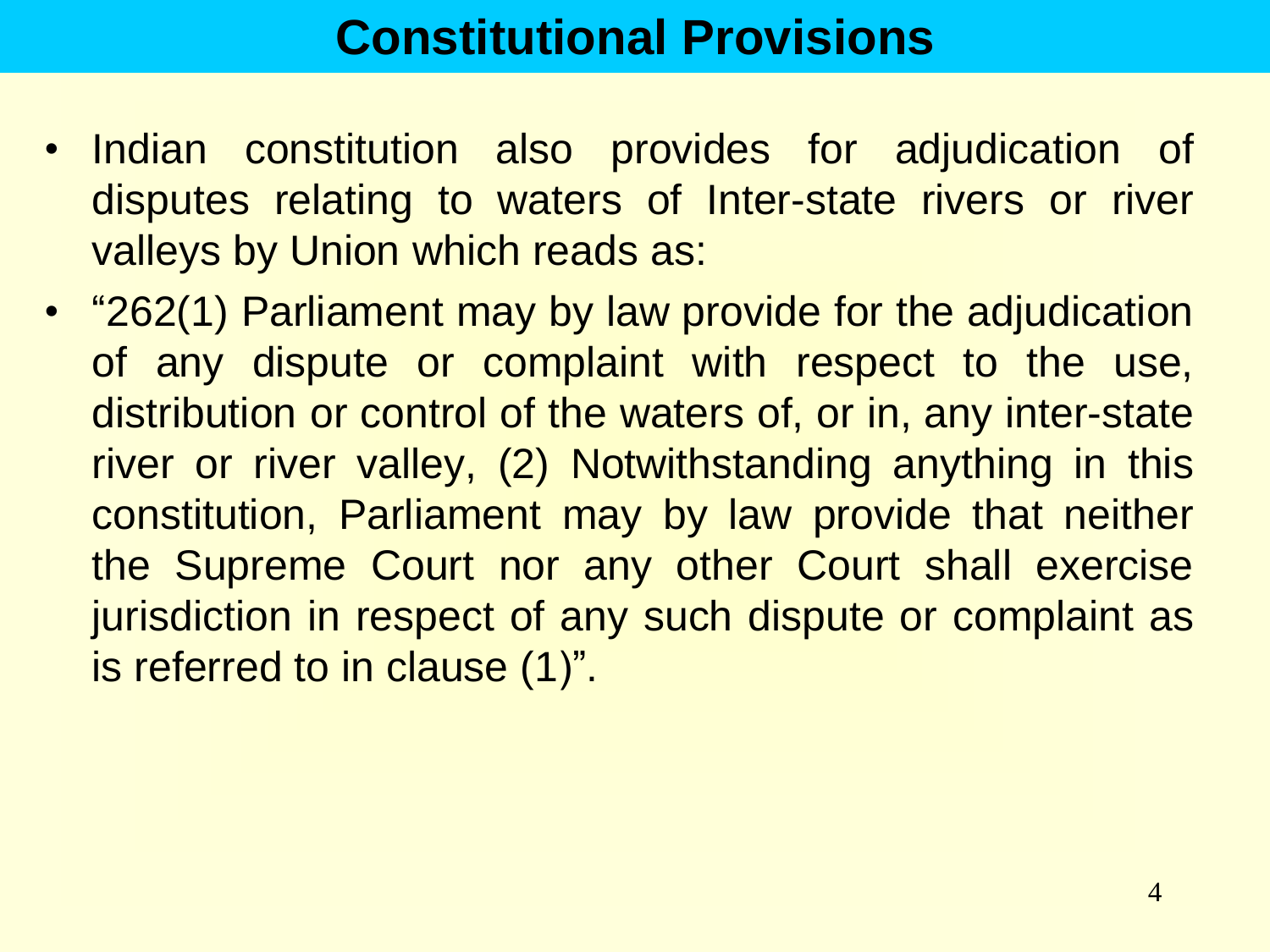# Constitutional Provisions

- Indian constitution also provides for adjudication of disputes relating to waters of Inter-state rivers or river valleys by Union which reads as:
- "262(1) Parliament may by law provide for the adjudication of any dispute or complaint with respect to the use, distribution or control of the waters of, or in, any inter-state river or river valley, (2) Notwithstanding anything in this constitution, Parliament may by law provide that neither the Supreme Court nor any other Court shall exercise jurisdiction in respect of any such dispute or complaint as is referred to in clause (1)".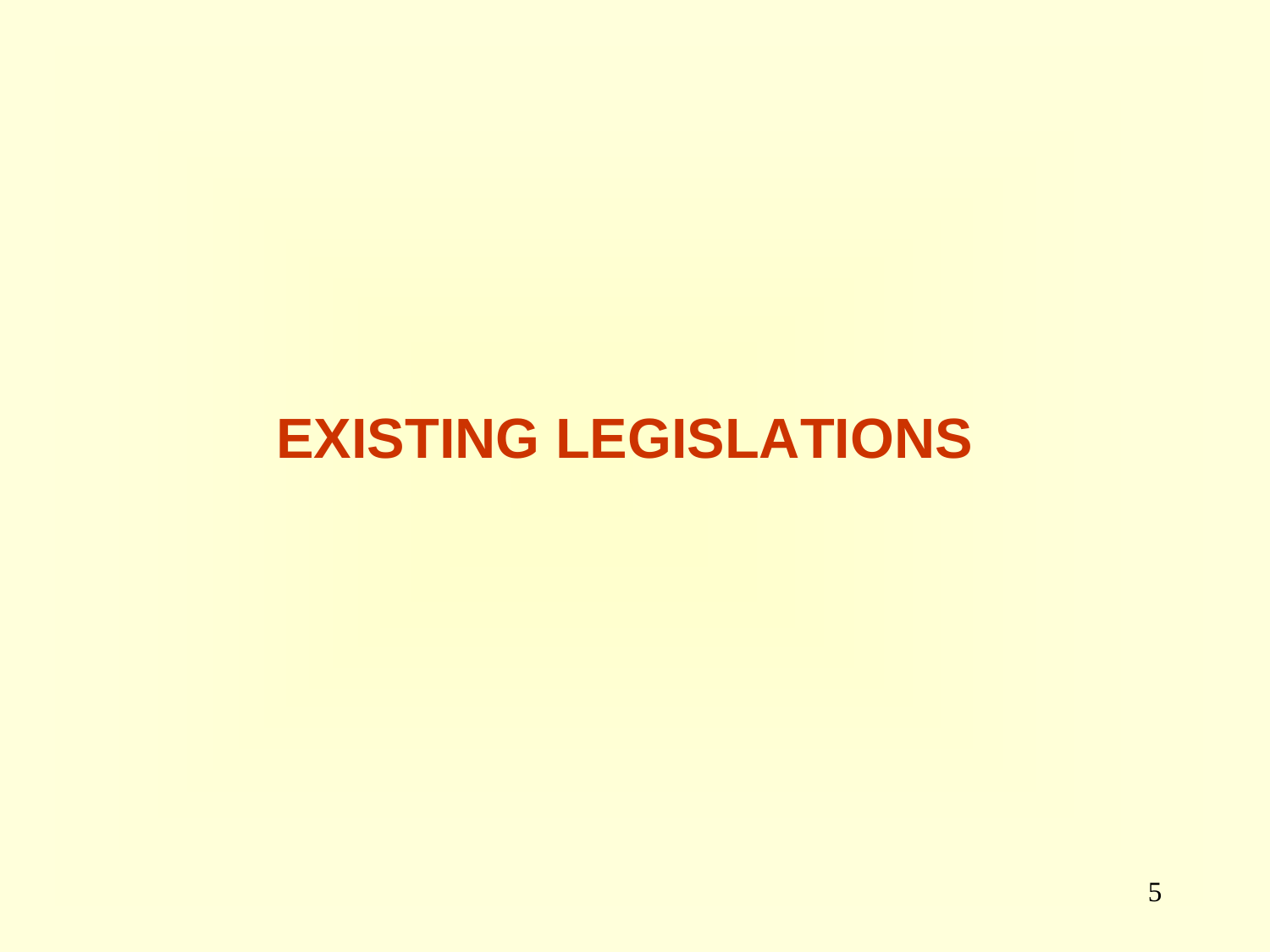# EXISTING LEGISLATIONS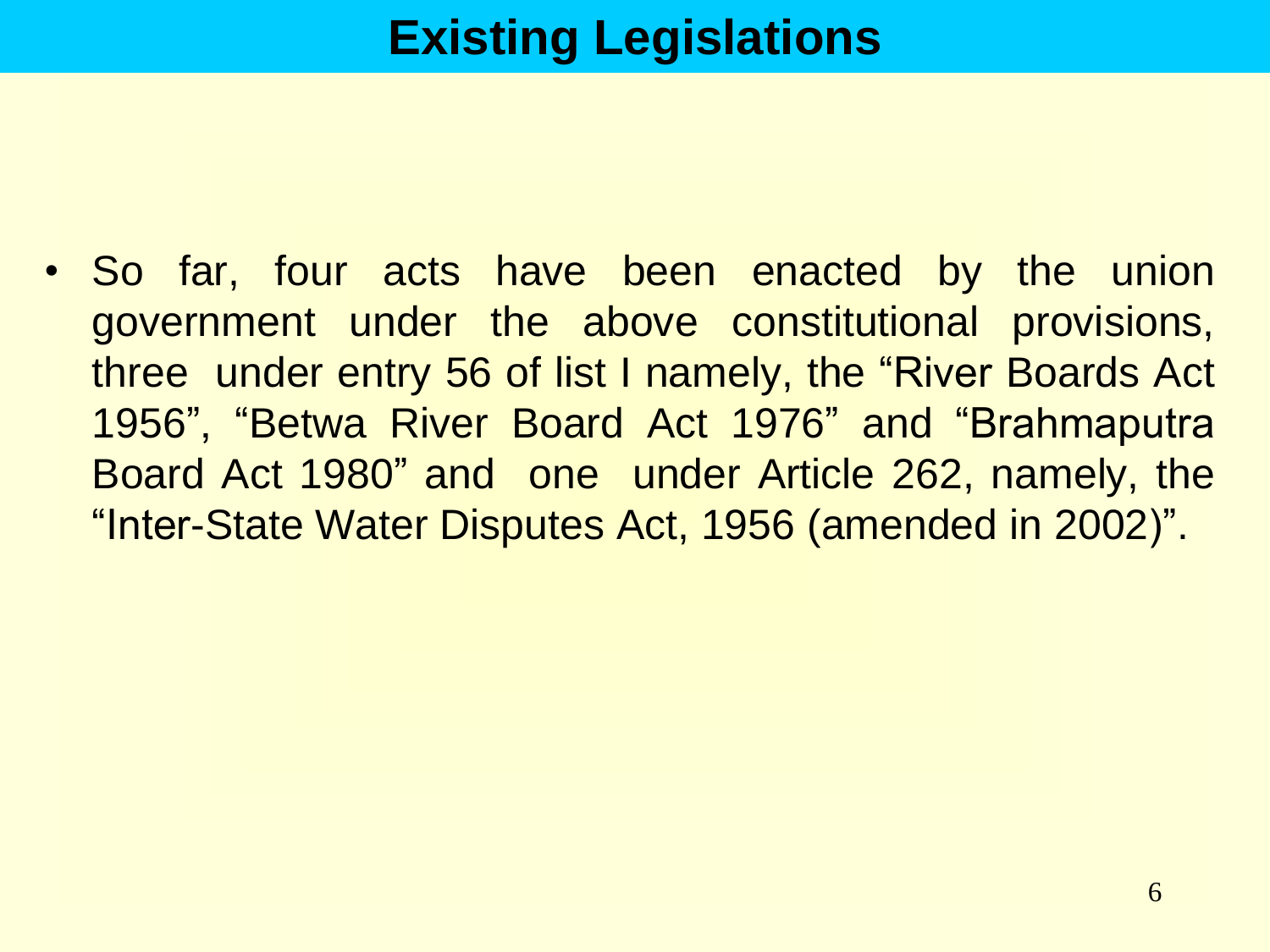# Existing Legislations

- So far, four acts have been enacted by the union government under the above constitutional provisions, three under entry 56 of list I namely, the “River Boards Act 1956”, “Betwa River Board Act 1976” and “Brahmaputra Board Act 1980” and one under Article 262, namely, the “Inter-State Water Disputes Act, 1956 (amended in 2002)”.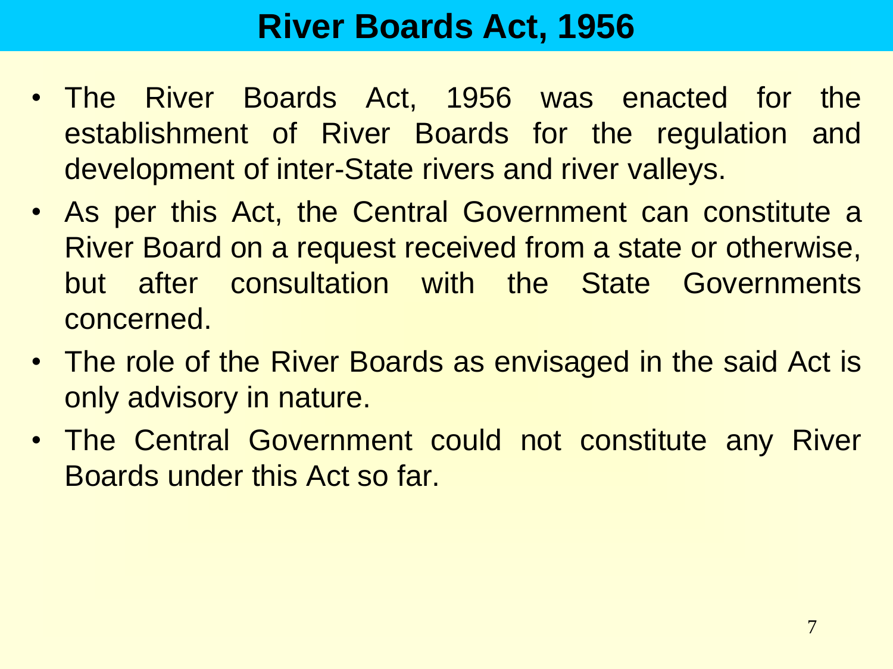# River Boards Act, 1956

- The River Boards Act, 1956 was enacted for the establishment of River Boards for the regulation and development of inter-State rivers and river valleys.
- As per this Act, the Central Government can constitute a River Board on a request received from a state or otherwise, but after consultation with the State Governments concerned.
- The role of the River Boards as envisaged in the said Act is only advisory in nature.
- The Central Government could not constitute any River Boards under this Act so far.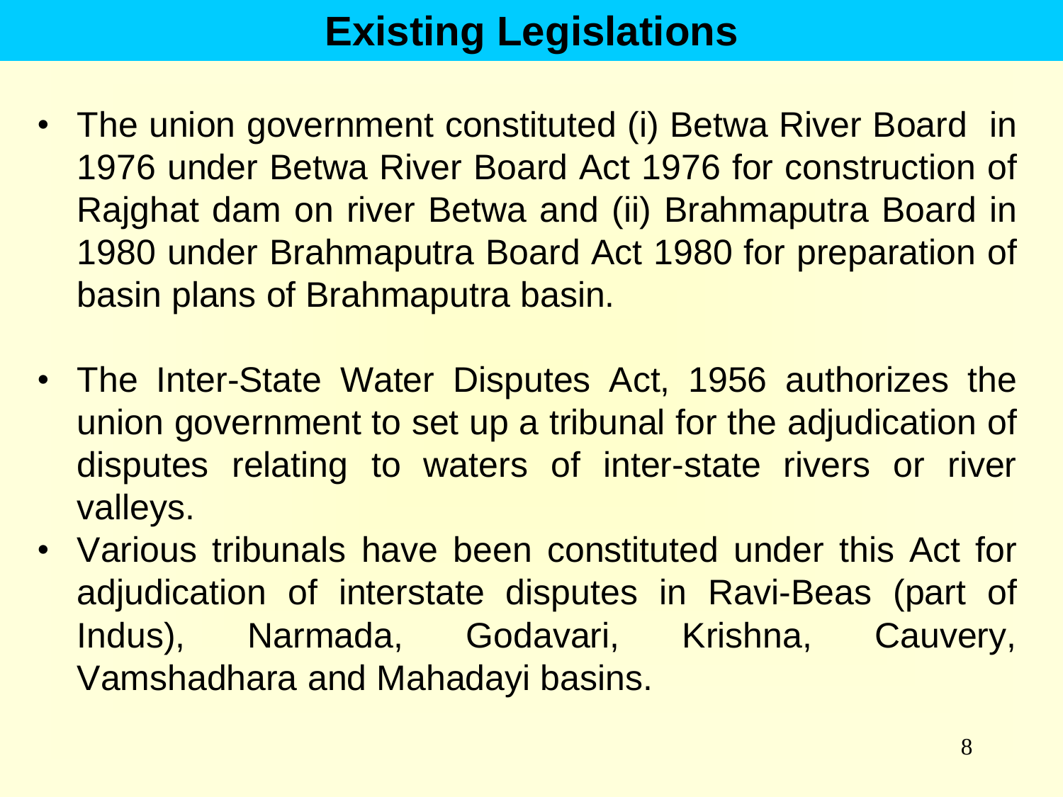# Existing Legislations

- The union government constituted (i) Betwa River Board in 1976 under Betwa River Board Act 1976 for construction of Rajghat dam on river Betwa and (ii) Brahmaputra Board in 1980 under Brahmaputra Board Act 1980 for preparation of basin plans of Brahmaputra basin.

- The Inter-State Water Disputes Act, 1956 authorizes the union government to set up a tribunal for the adjudication of disputes relating to waters of inter-state rivers or river valleys.
- Various tribunals have been constituted under this Act for adjudication of interstate disputes in Ravi-Beas (part of Indus), Narmada, Godavari, Krishna, Cauvery, Vamshadhara and Mahadayi basins.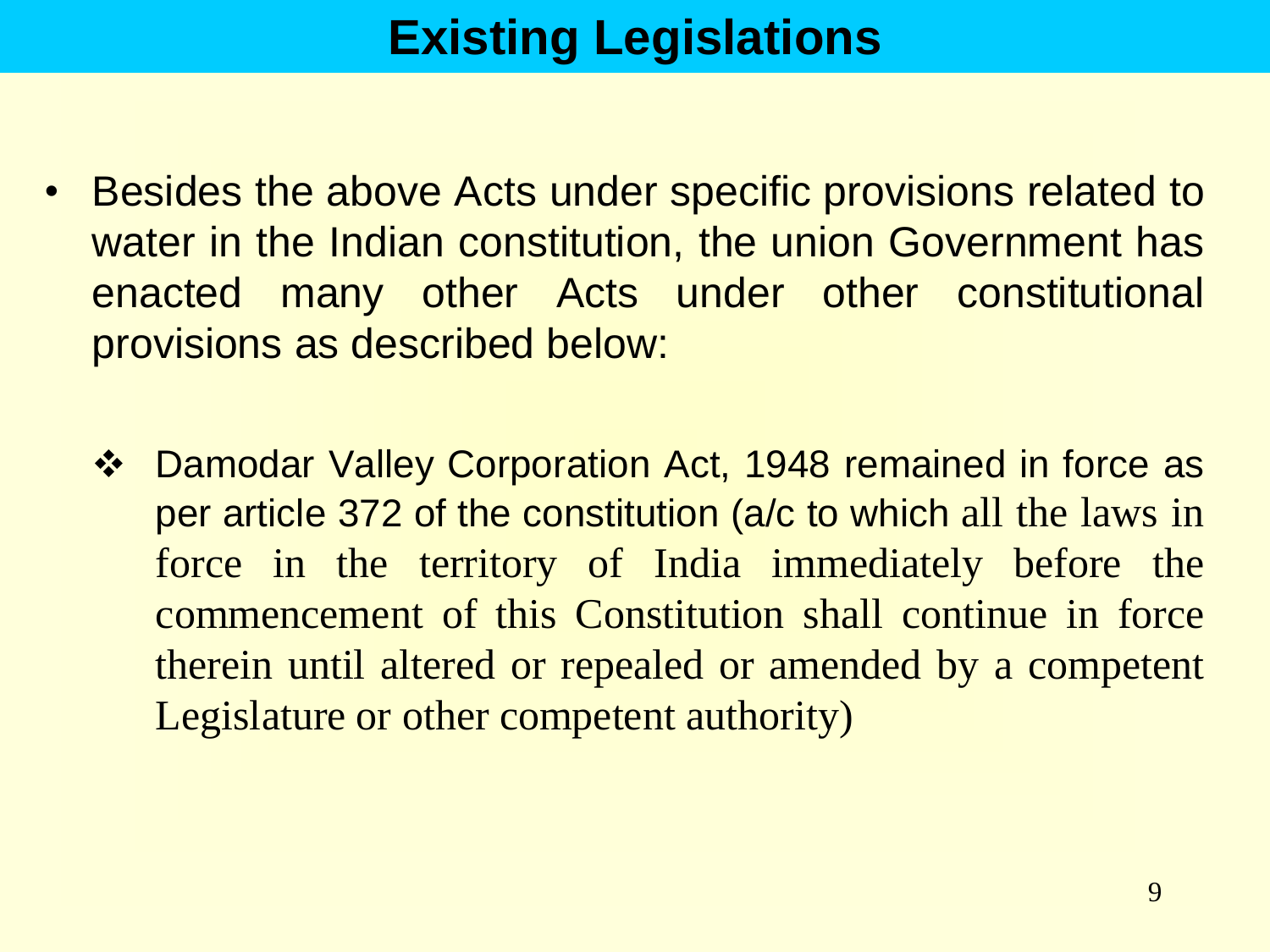# Existing Legislations

- Besides the above Acts under specific provisions related to water in the Indian constitution, the union Government has enacted many other Acts under other constitutional provisions as described below:

  - Damodar Valley Corporation Act, 1948 remained in force as per article 372 of the constitution (a/c to which all the laws in force in the territory of India immediately before the commencement of this Constitution shall continue in force therein until altered or repealed or amended by a competent Legislature or other competent authority)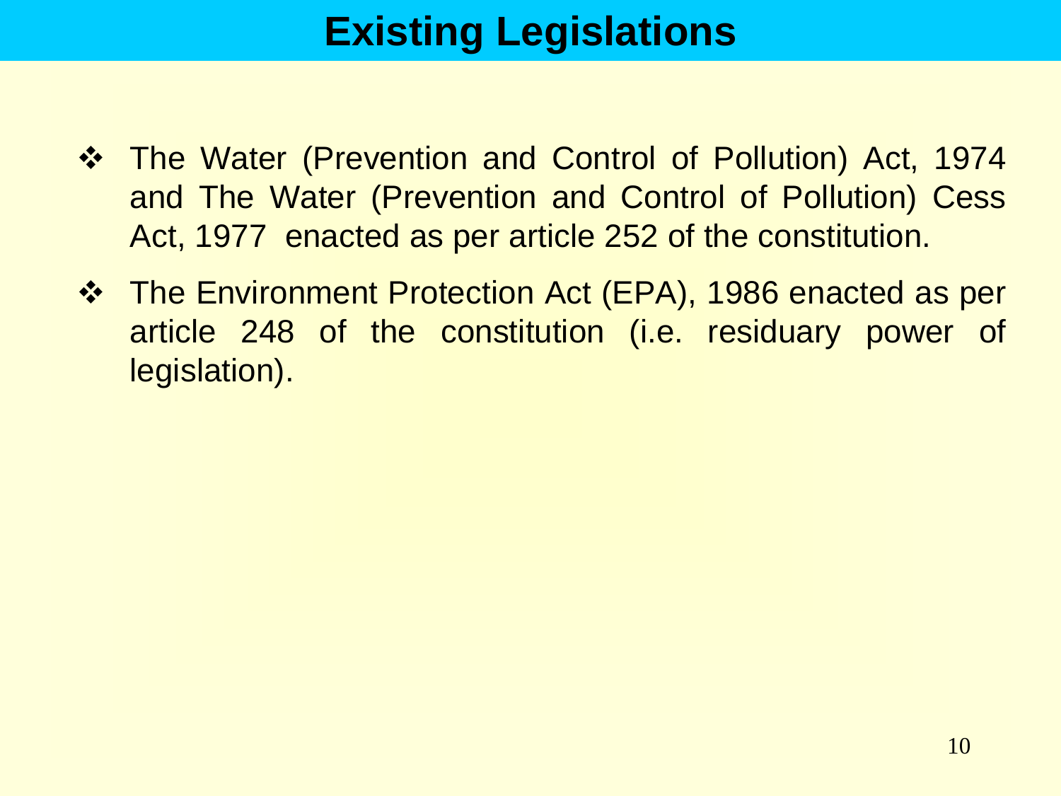# Existing Legislations

- The Water (Prevention and Control of Pollution) Act, 1974 and The Water (Prevention and Control of Pollution) Cess Act, 1977 enacted as per article 252 of the constitution.
- The Environment Protection Act (EPA), 1986 enacted as per article 248 of the constitution (i.e. residuary power of legislation).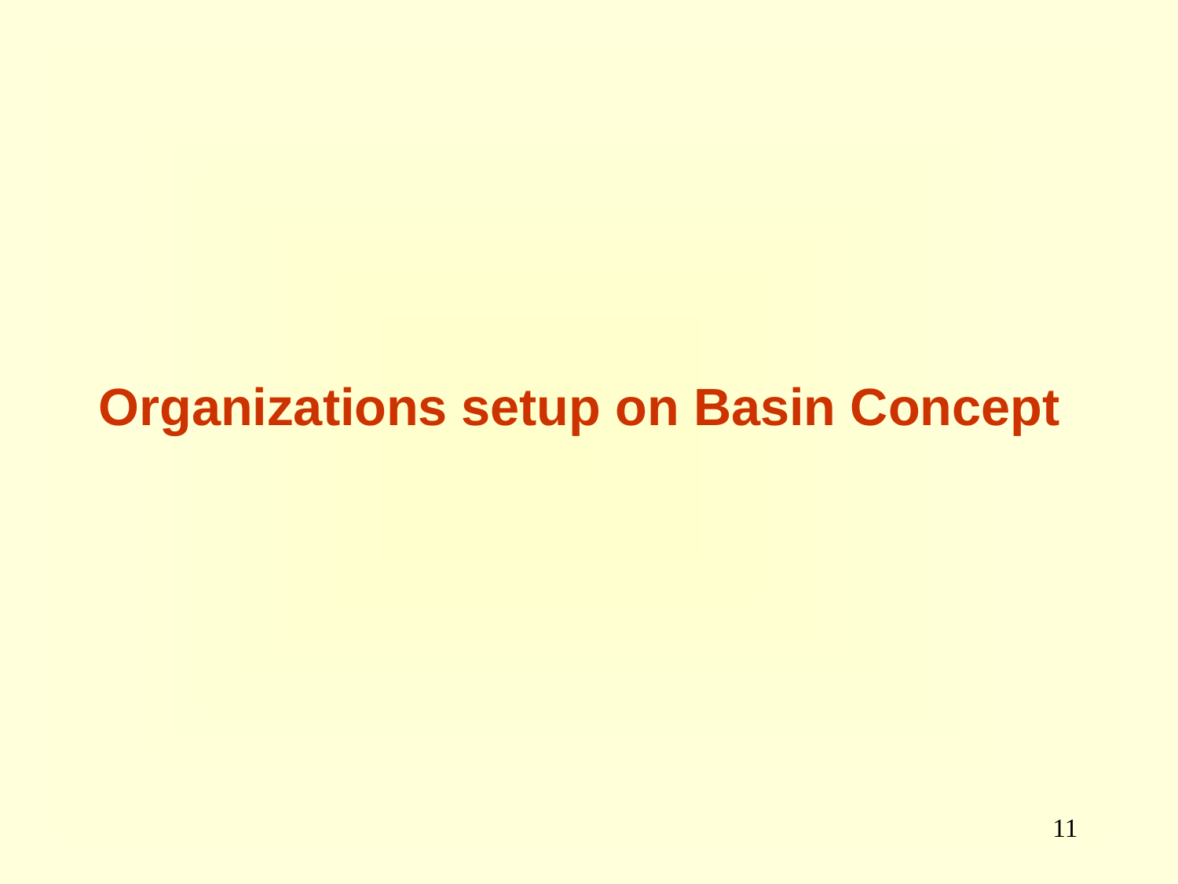# Organizations setup on Basin Concept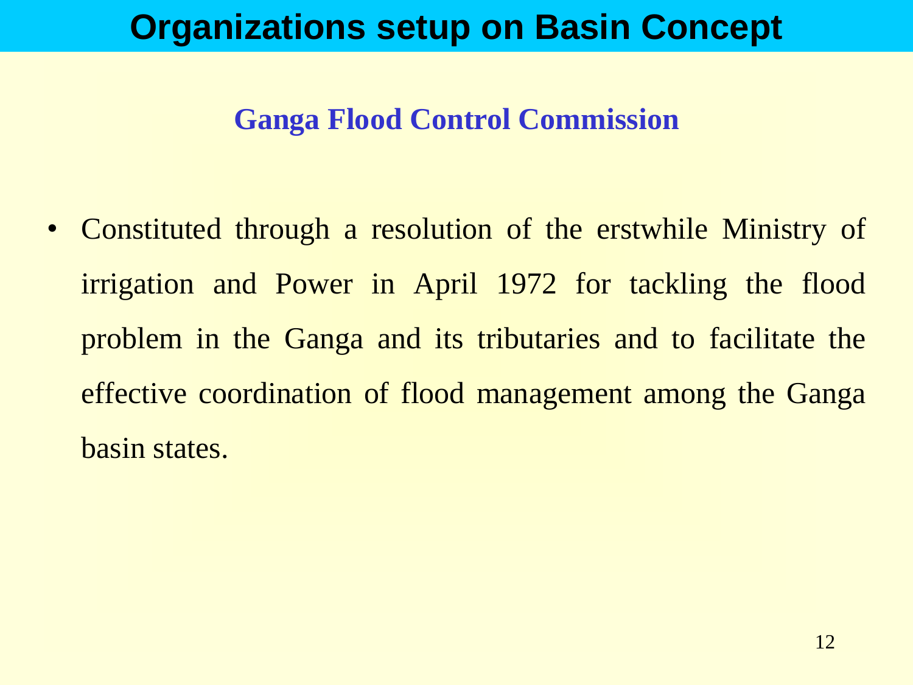# Organizations setup on Basin Concept

## Ganga Flood Control Commission

- Constituted through a resolution of the erstwhile Ministry of irrigation and Power in April 1972 for tackling the flood problem in the Ganga and its tributaries and to facilitate the effective coordination of flood management among the Ganga basin states.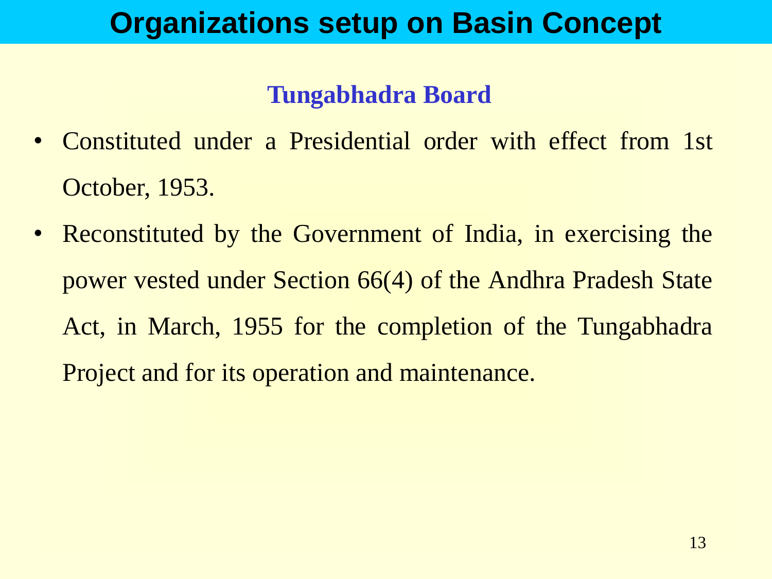# Organizations setup on Basin Concept

## Tungabhadra Board

- Constituted under a Presidential order with effect from 1st October, 1953.
- Reconstituted by the Government of India, in exercising the power vested under Section 66(4) of the Andhra Pradesh State Act, in March, 1955 for the completion of the Tungabhadra Project and for its operation and maintenance.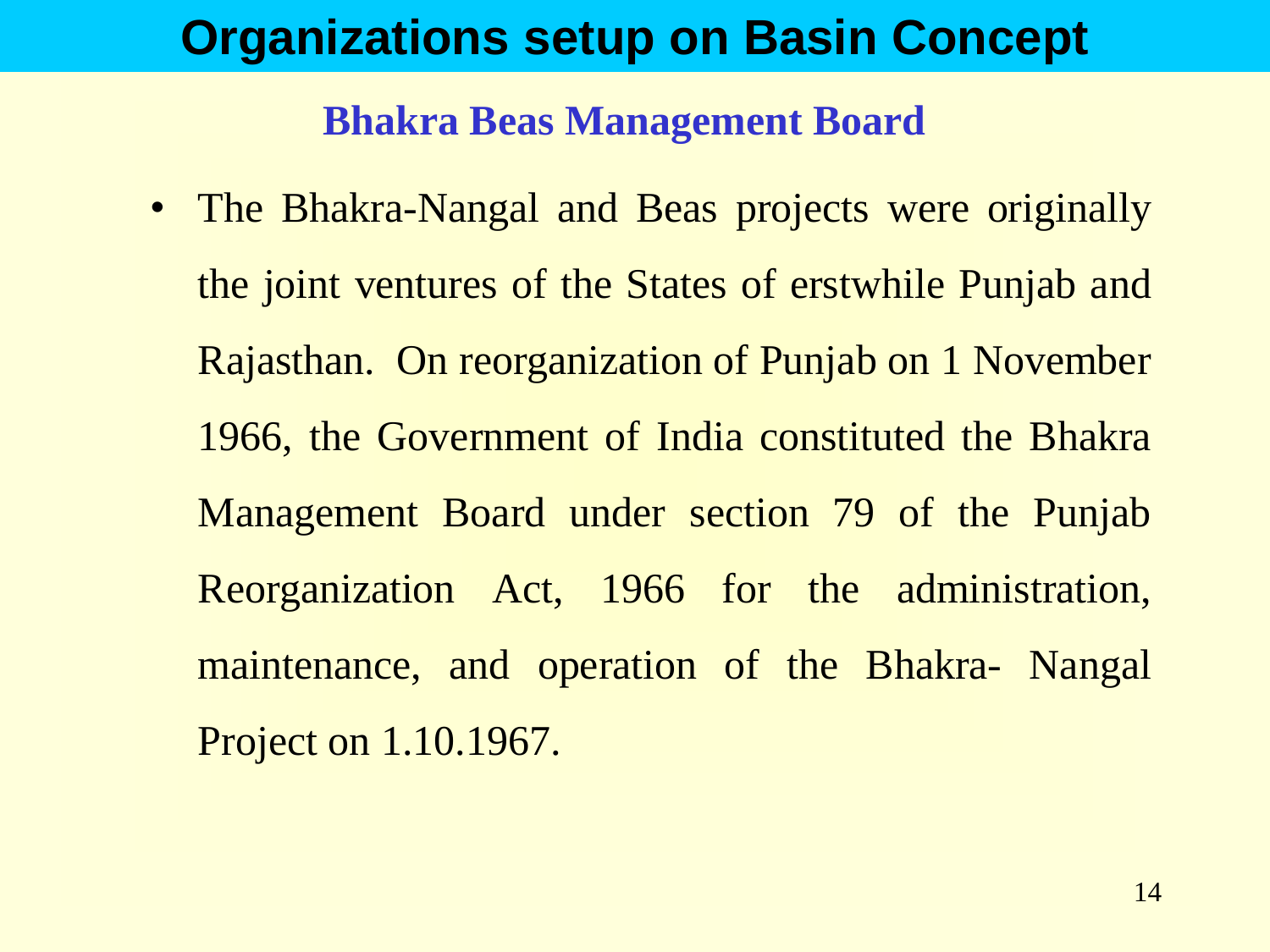# Organizations setup on Basin Concept

## Bhakra Beas Management Board

- The Bhakra-Nangal and Beas projects were originally the joint ventures of the States of erstwhile Punjab and Rajasthan. On reorganization of Punjab on 1 November 1966, the Government of India constituted the Bhakra Management Board under section 79 of the Punjab Reorganization Act, 1966 for the administration, maintenance, and operation of the Bhakra- Nangal Project on 1.10.1967.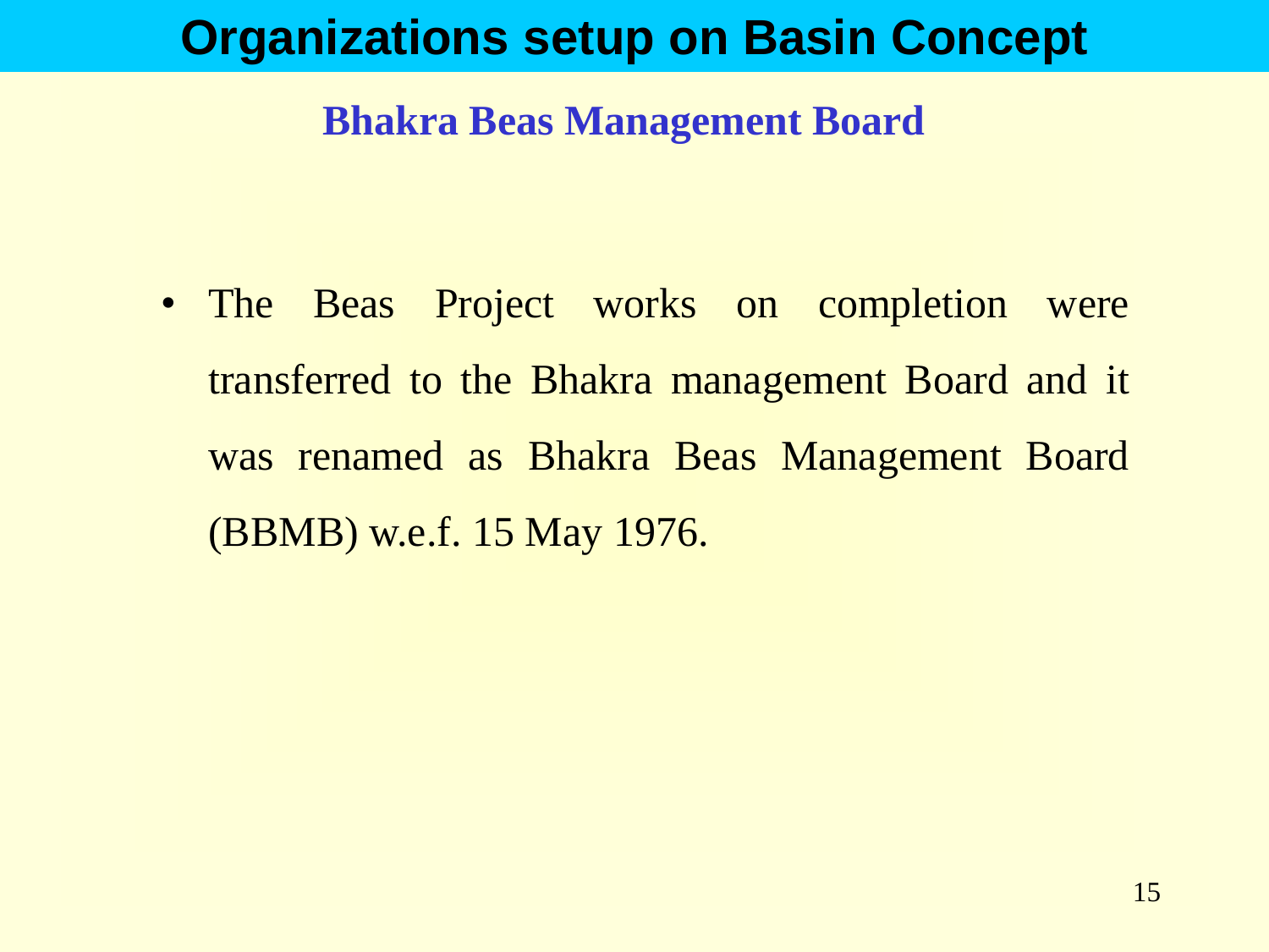# Organizations setup on Basin Concept

## Bhakra Beas Management Board

- The Beas Project works on completion were transferred to the Bhakra management Board and it was renamed as Bhakra Beas Management Board (BBMB) w.e.f. 15 May 1976.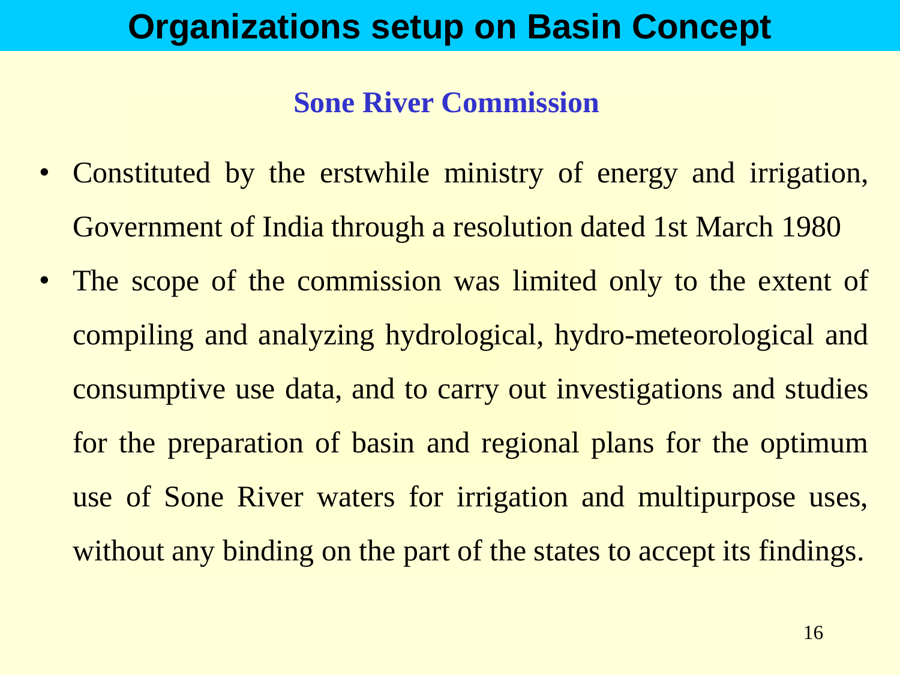# Organizations setup on Basin Concept

## Sone River Commission

- Constituted by the erstwhile ministry of energy and irrigation, Government of India through a resolution dated 1st March 1980
- The scope of the commission was limited only to the extent of compiling and analyzing hydrological, hydro-meteorological and consumptive use data, and to carry out investigations and studies for the preparation of basin and regional plans for the optimum use of Sone River waters for irrigation and multipurpose uses, without any binding on the part of the states to accept its findings.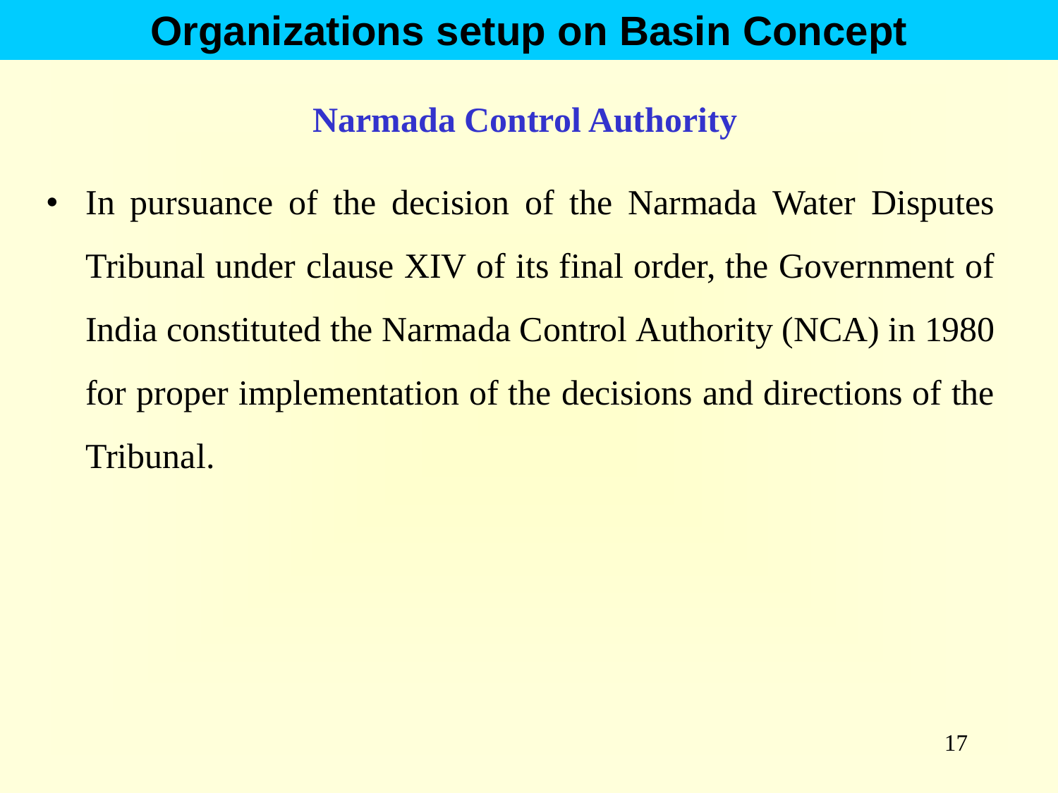# Organizations setup on Basin Concept

## Narmada Control Authority

- In pursuance of the decision of the Narmada Water Disputes Tribunal under clause XIV of its final order, the Government of India constituted the Narmada Control Authority (NCA) in 1980 for proper implementation of the decisions and directions of the Tribunal.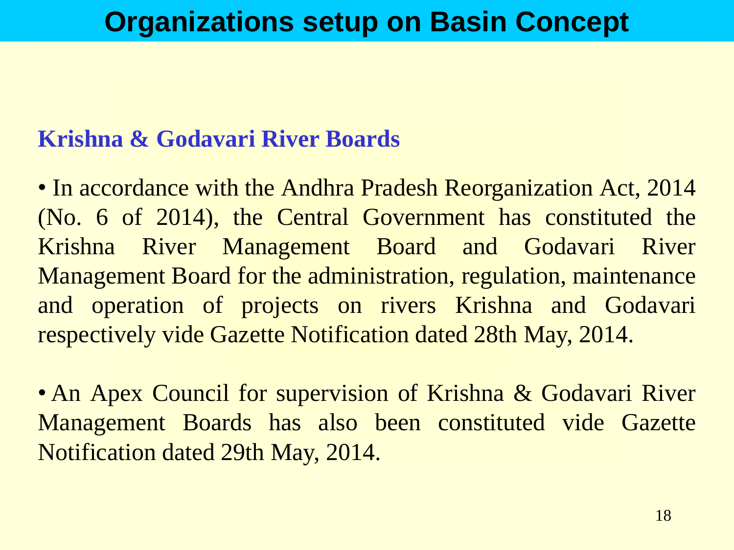# Organizations setup on Basin Concept

## Krishna & Godavari River Boards

- In accordance with the Andhra Pradesh Reorganization Act, 2014 (No. 6 of 2014), the Central Government has constituted the Krishna River Management Board and Godavari River Management Board for the administration, regulation, maintenance and operation of projects on rivers Krishna and Godavari respectively vide Gazette Notification dated 28th May, 2014.

- An Apex Council for supervision of Krishna & Godavari River Management Boards has also been constituted vide Gazette Notification dated 29th May, 2014.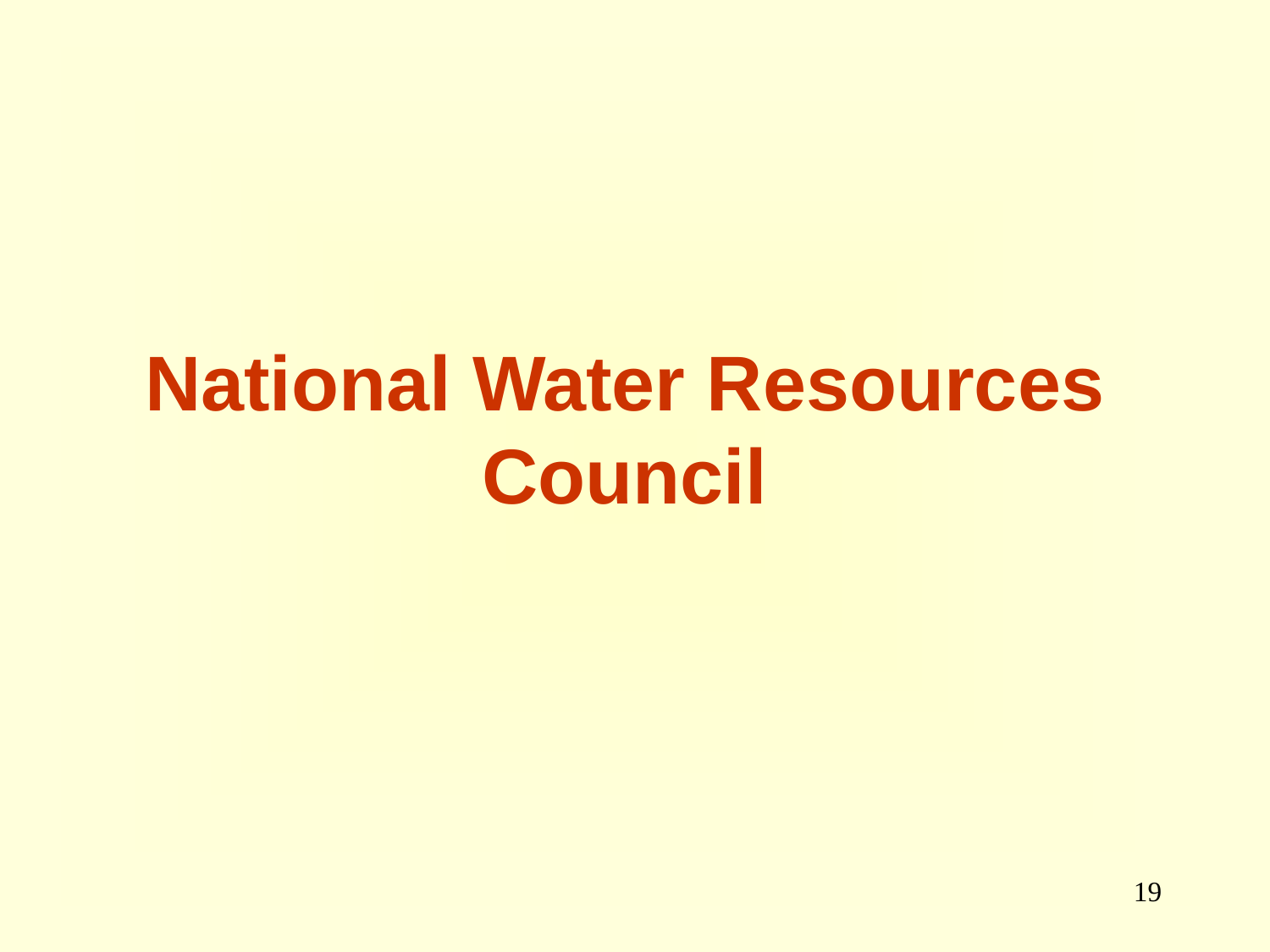# National Water Resources Council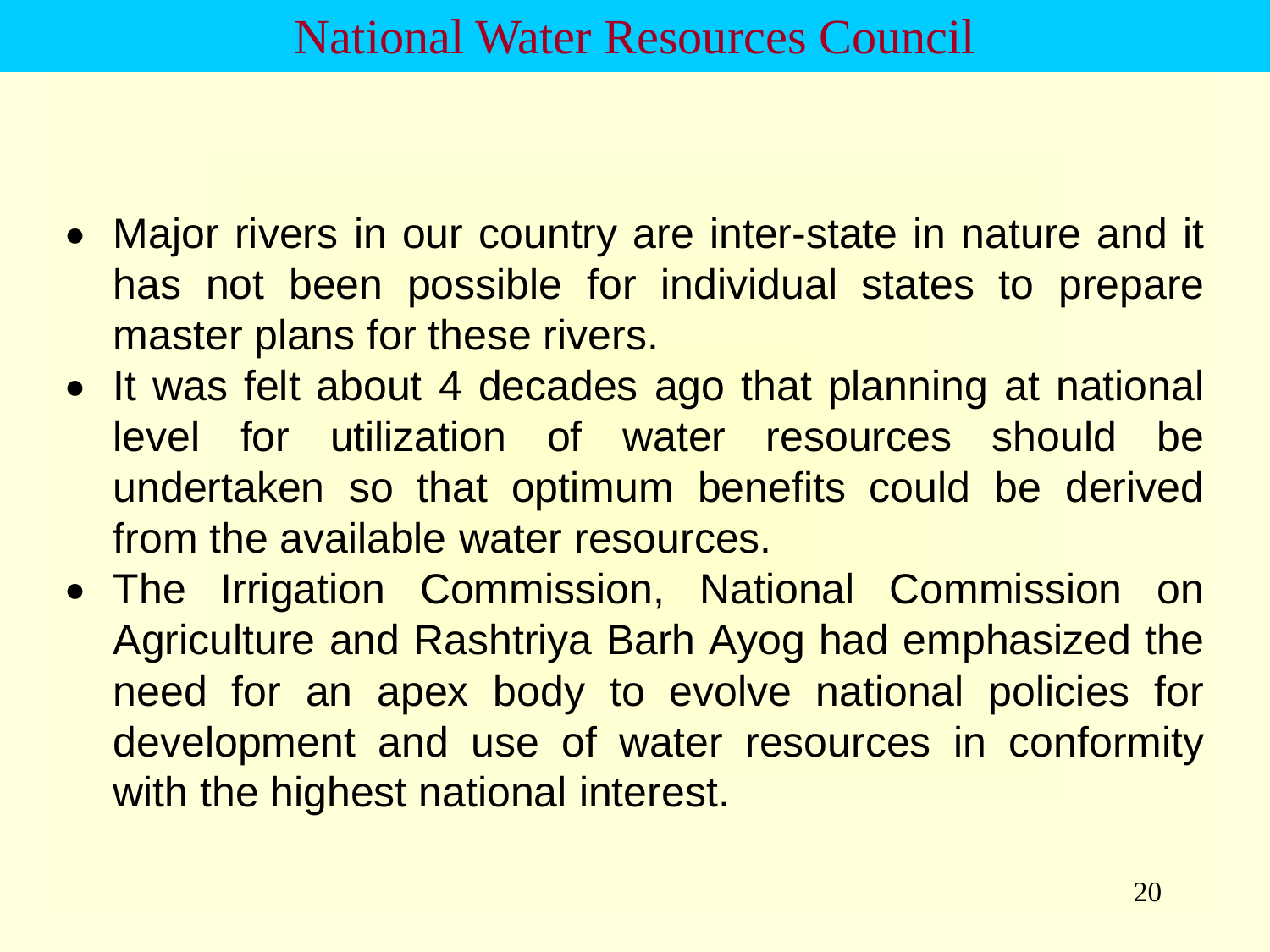# National Water Resources Council

- Major rivers in our country are inter-state in nature and it has not been possible for individual states to prepare master plans for these rivers.
- It was felt about 4 decades ago that planning at national level for utilization of water resources should be undertaken so that optimum benefits could be derived from the available water resources.
- The Irrigation Commission, National Commission on Agriculture and Rashtriya Barh Ayog had emphasized the need for an apex body to evolve national policies for development and use of water resources in conformity with the highest national interest.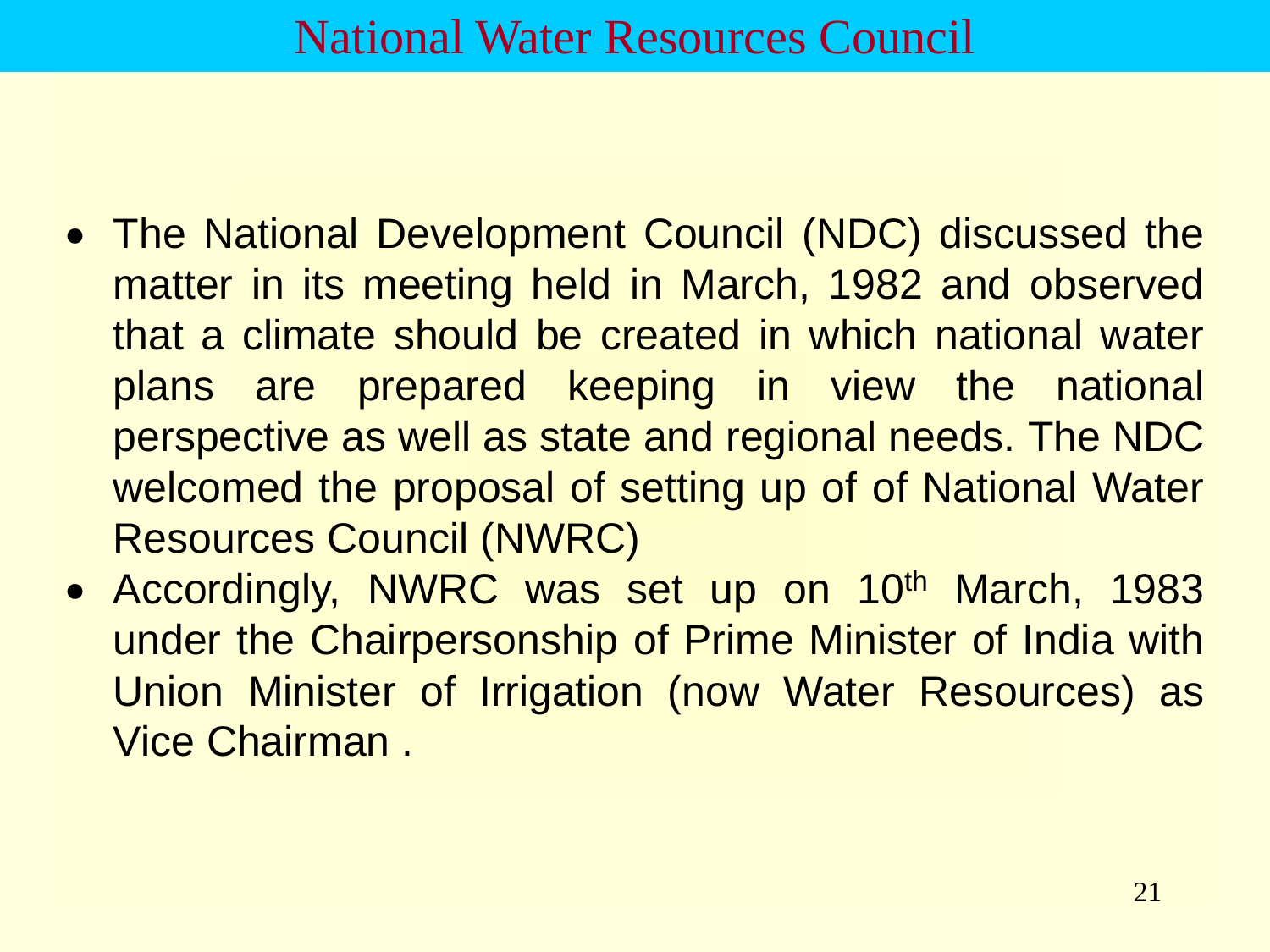# National Water Resources Council

- The National Development Council (NDC) discussed the matter in its meeting held in March, 1982 and observed that a climate should be created in which national water plans are prepared keeping in view the national perspective as well as state and regional needs. The NDC welcomed the proposal of setting up of of National Water Resources Council (NWRC)
- Accordingly, NWRC was set up on 10th March, 1983 under the Chairpersonship of Prime Minister of India with Union Minister of Irrigation (now Water Resources) as Vice Chairman .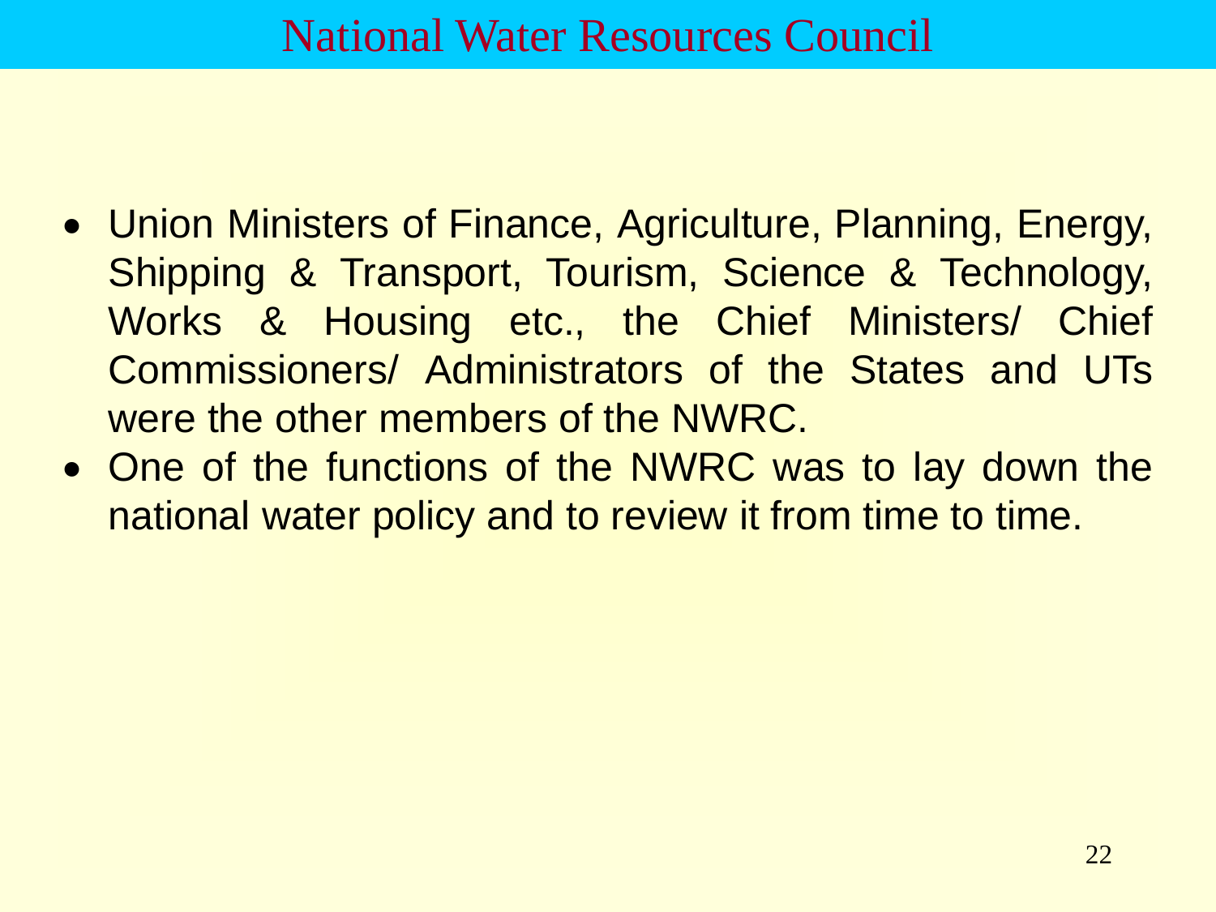# National Water Resources Council

- Union Ministers of Finance, Agriculture, Planning, Energy, Shipping & Transport, Tourism, Science & Technology, Works & Housing etc., the Chief Ministers/ Chief Commissioners/ Administrators of the States and UTs were the other members of the NWRC.
- One of the functions of the NWRC was to lay down the national water policy and to review it from time to time.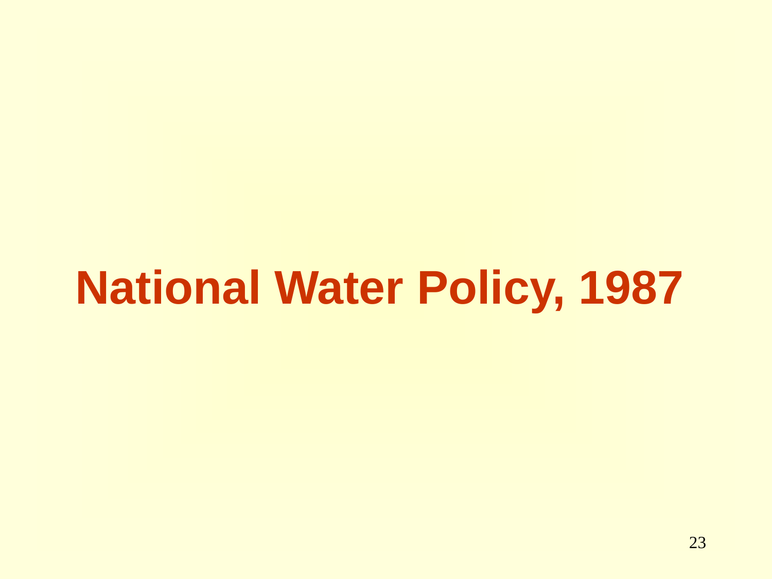# National Water Policy, 1987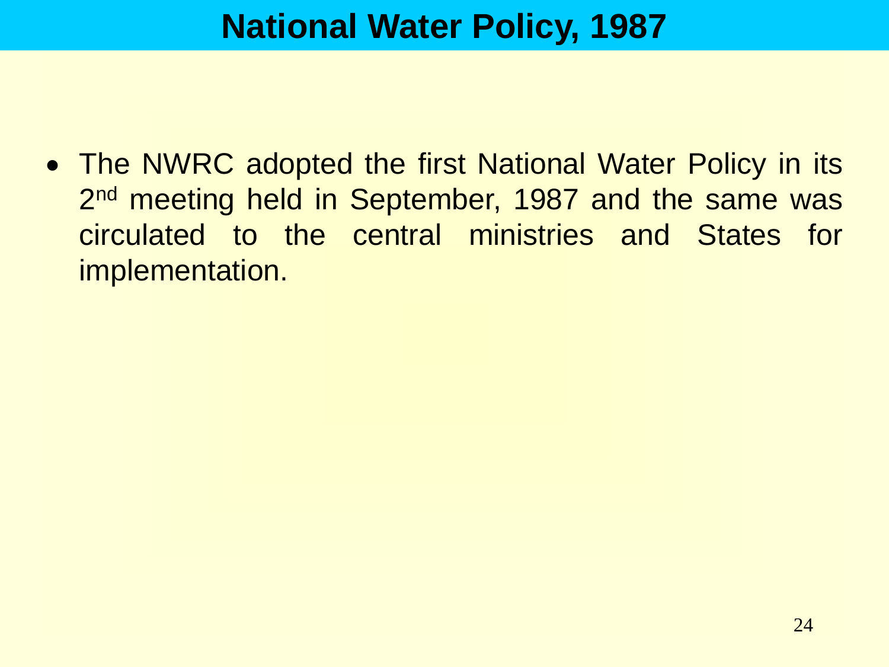# National Water Policy, 1987

- The NWRC adopted the first National Water Policy in its 2nd meeting held in September, 1987 and the same was circulated to the central ministries and States for implementation.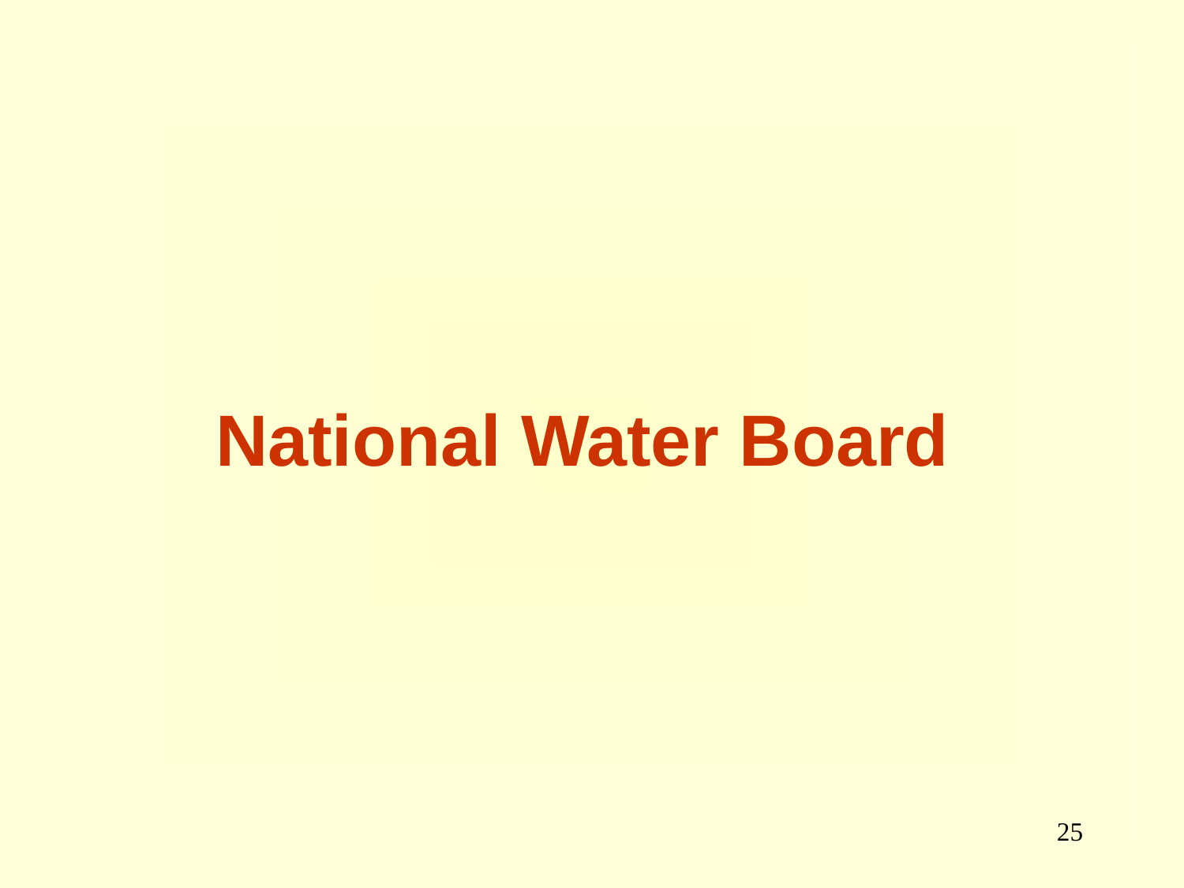# National Water Board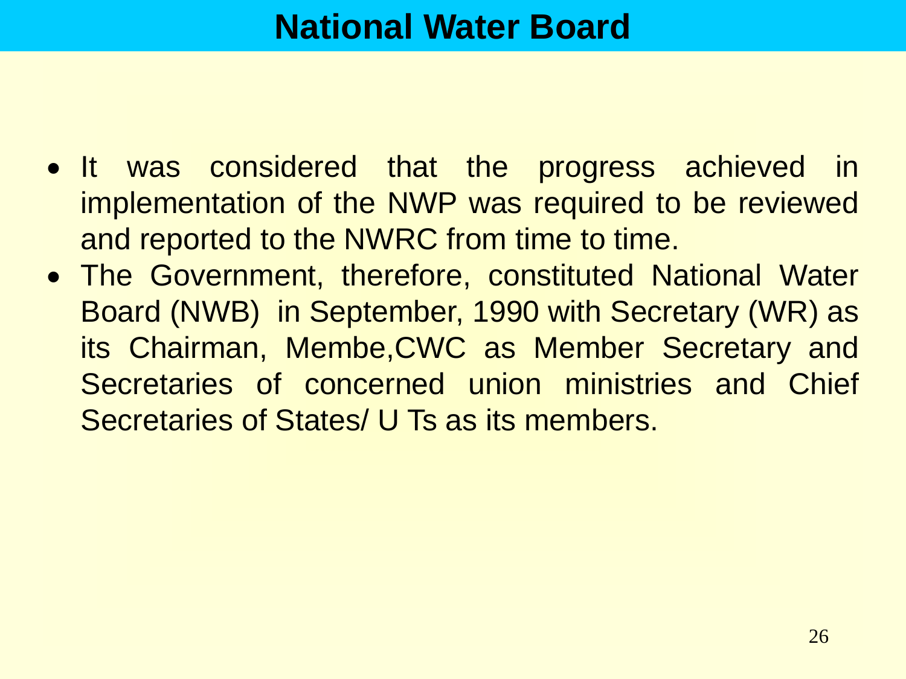# National Water Board

- It was considered that the progress achieved in implementation of the NWP was required to be reviewed and reported to the NWRC from time to time.
- The Government, therefore, constituted National Water Board (NWB) in September, 1990 with Secretary (WR) as its Chairman, Membe,CWC as Member Secretary and Secretaries of concerned union ministries and Chief Secretaries of States/ U Ts as its members.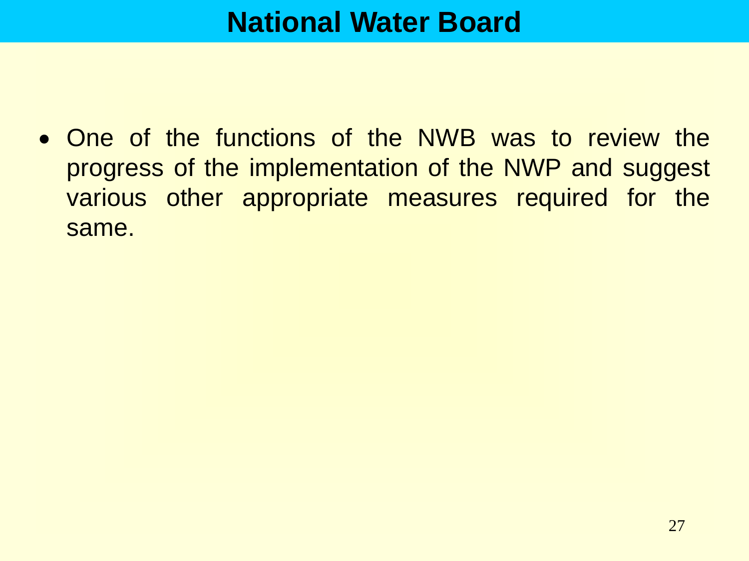# National Water Board

- One of the functions of the NWB was to review the progress of the implementation of the NWP and suggest various other appropriate measures required for the same.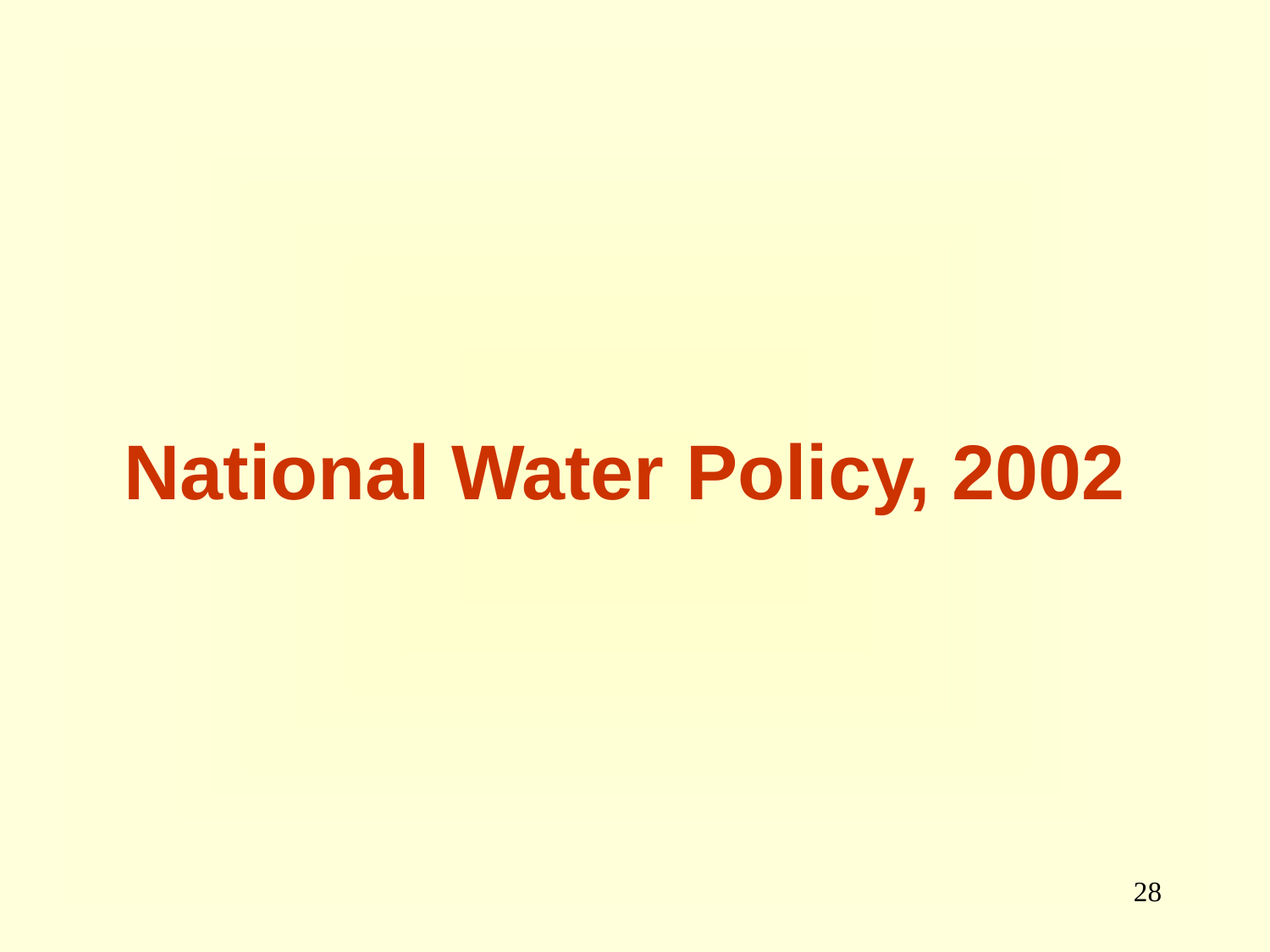# National Water Policy, 2002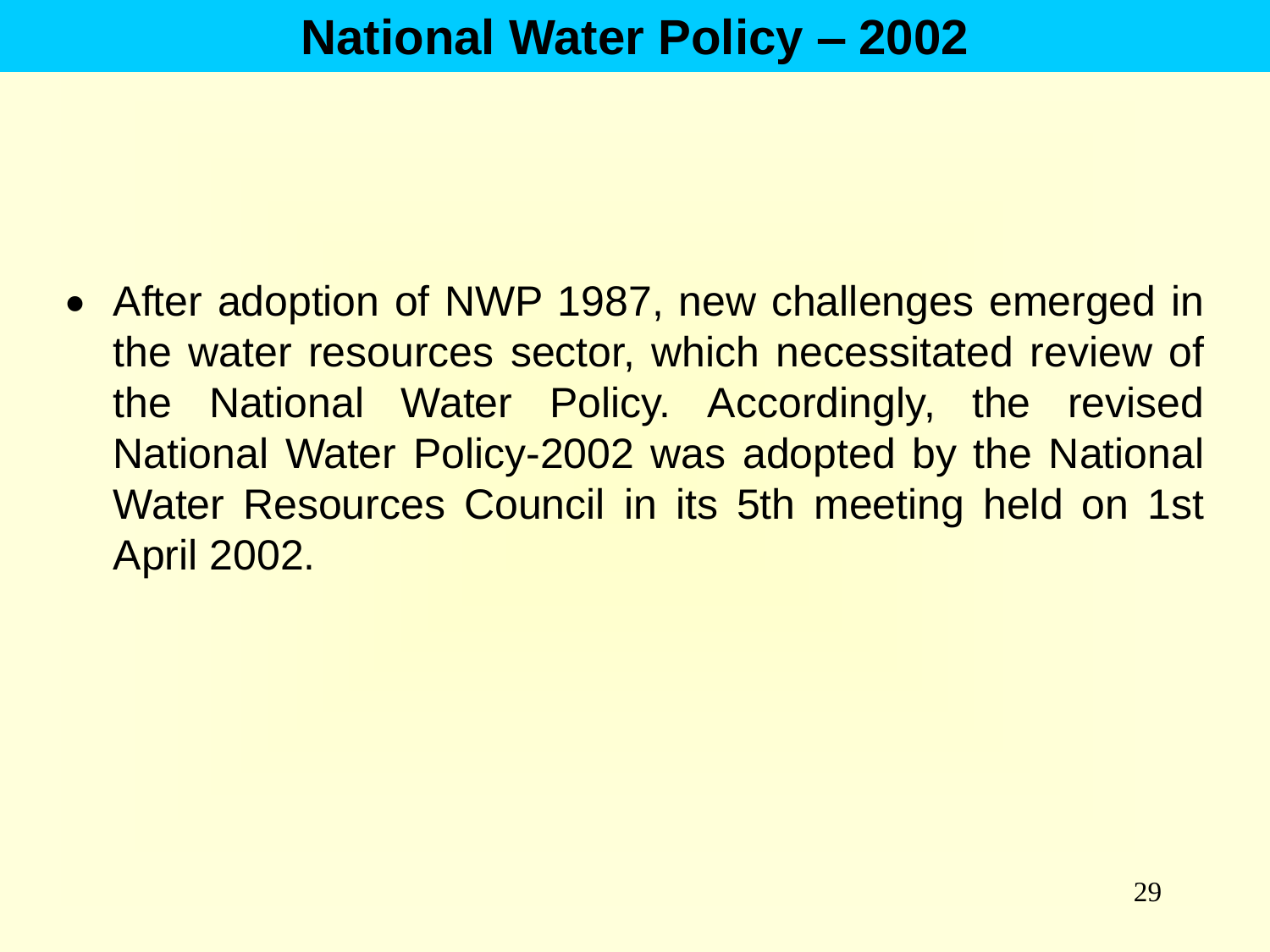# National Water Policy – 2002

- After adoption of NWP 1987, new challenges emerged in the water resources sector, which necessitated review of the National Water Policy. Accordingly, the revised National Water Policy-2002 was adopted by the National Water Resources Council in its 5th meeting held on 1st April 2002.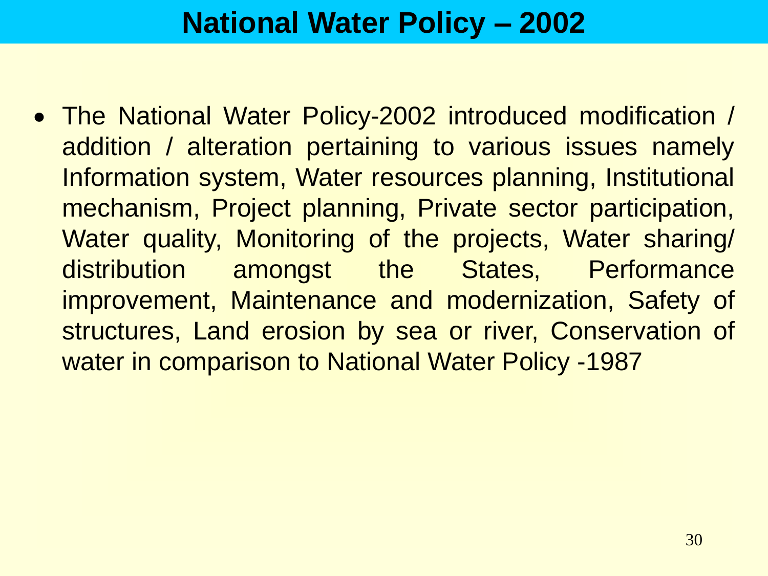# National Water Policy – 2002

- The National Water Policy-2002 introduced modification / addition / alteration pertaining to various issues namely Information system, Water resources planning, Institutional mechanism, Project planning, Private sector participation, Water quality, Monitoring of the projects, Water sharing/ distribution amongst the States, Performance improvement, Maintenance and modernization, Safety of structures, Land erosion by sea or river, Conservation of water in comparison to National Water Policy -1987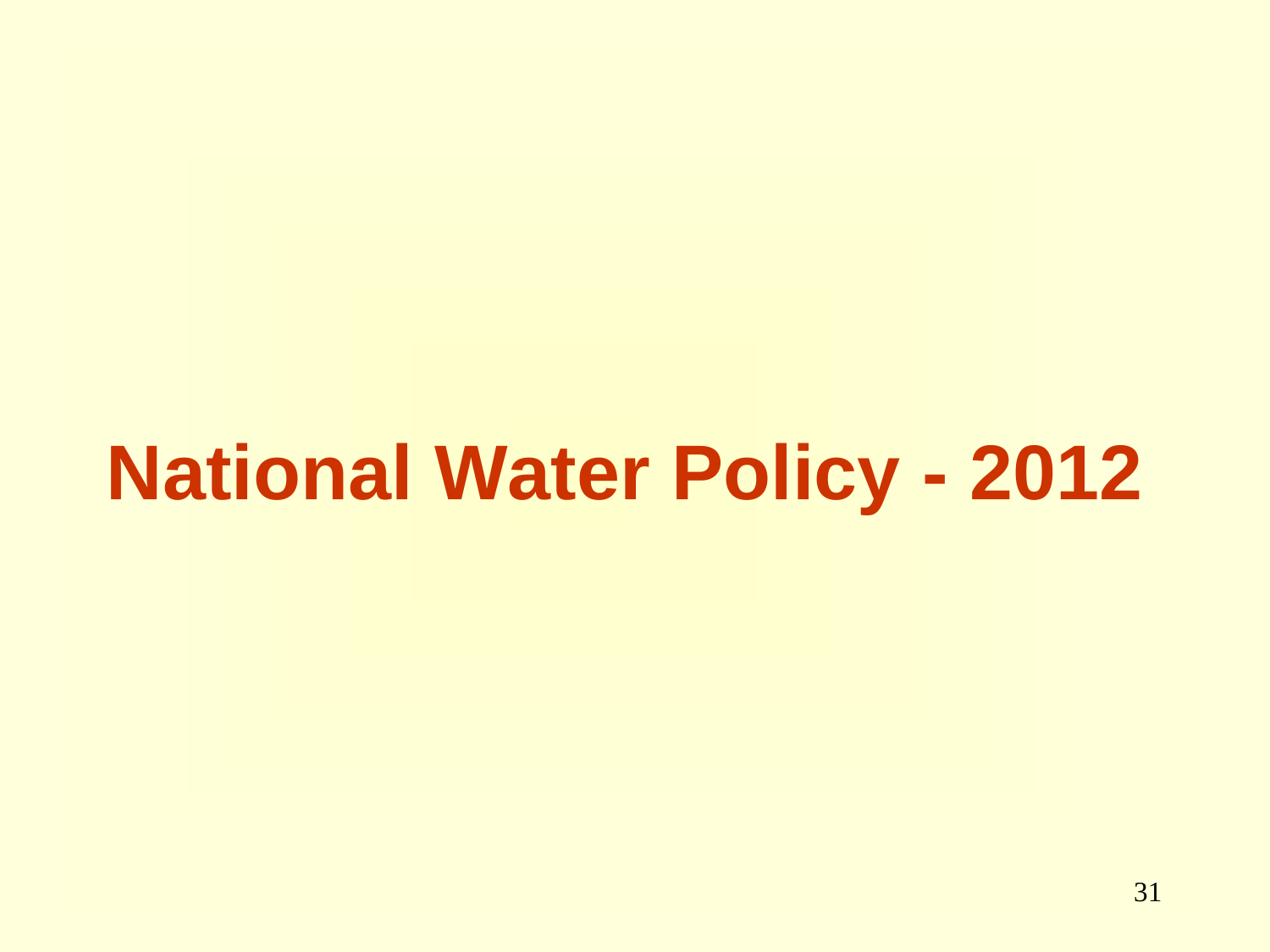# National Water Policy - 2012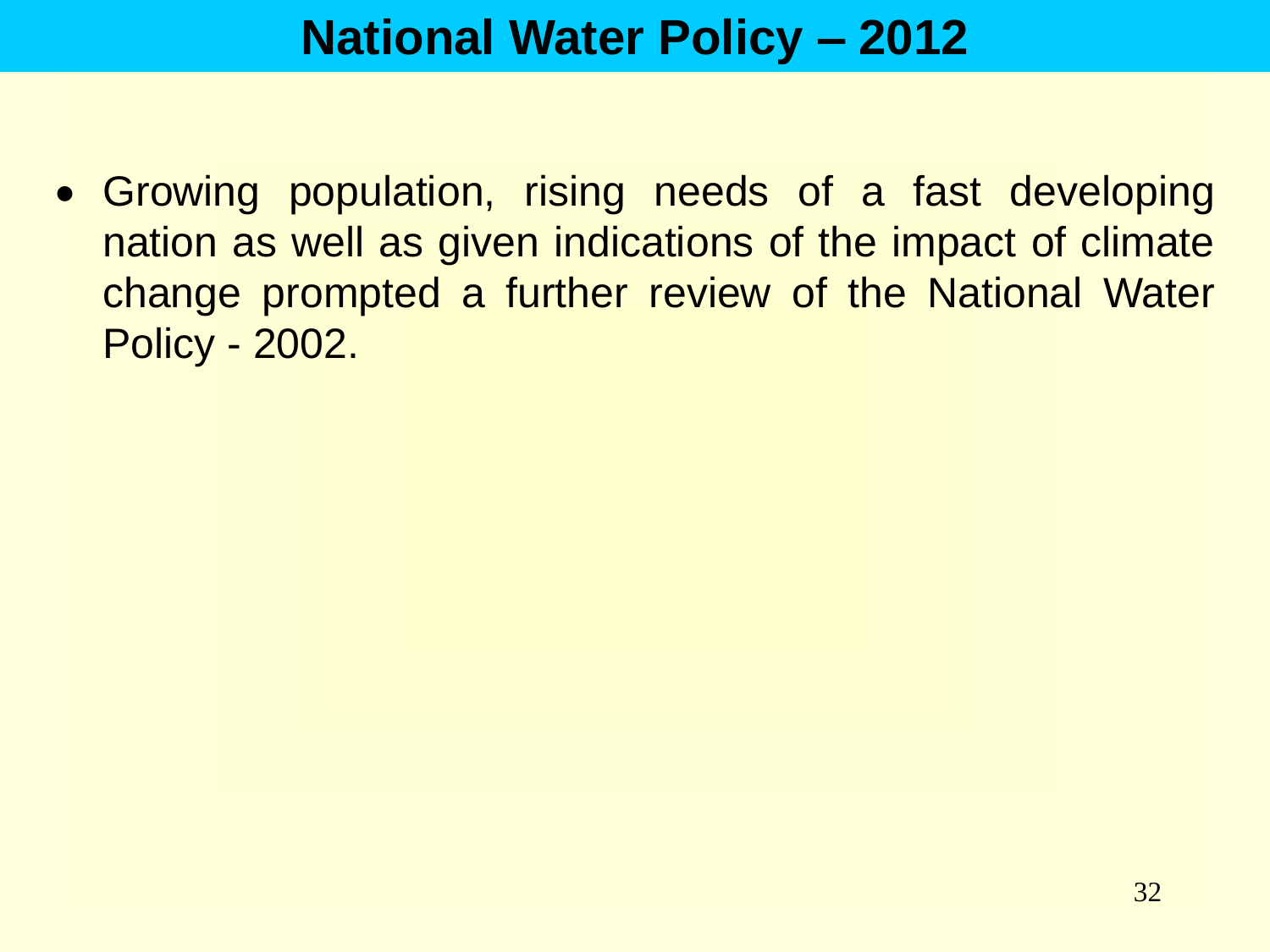# National Water Policy – 2012

- Growing population, rising needs of a fast developing nation as well as given indications of the impact of climate change prompted a further review of the National Water Policy - 2002.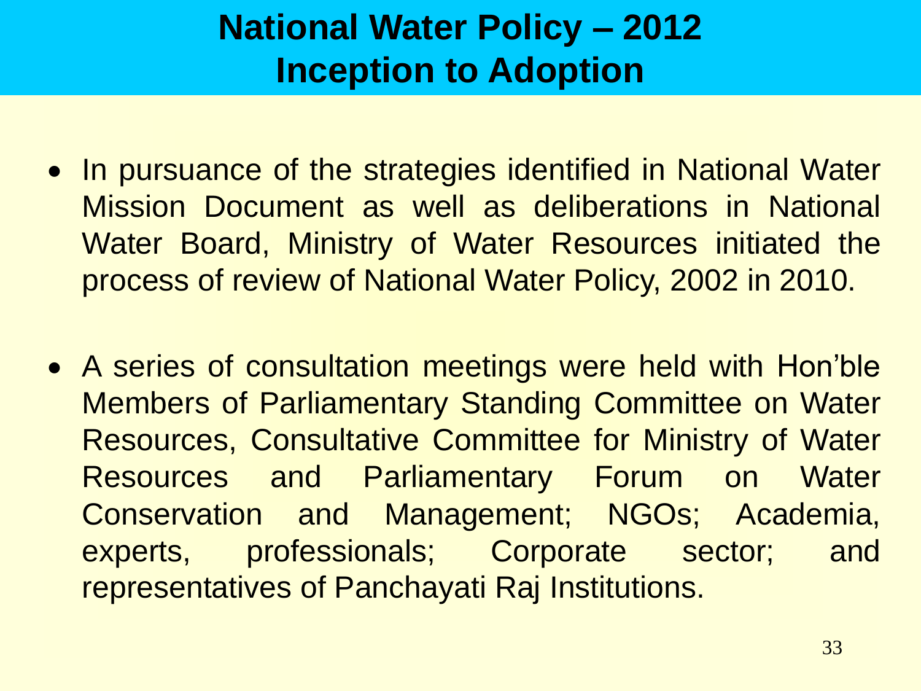# National Water Policy – 2012
# Inception to Adoption

- In pursuance of the strategies identified in National Water Mission Document as well as deliberations in National Water Board, Ministry of Water Resources initiated the process of review of National Water Policy, 2002 in 2010.

- A series of consultation meetings were held with Hon'ble Members of Parliamentary Standing Committee on Water Resources, Consultative Committee for Ministry of Water Resources and Parliamentary Forum on Water Conservation and Management; NGOs; Academia, experts, professionals; Corporate sector; and representatives of Panchayati Raj Institutions.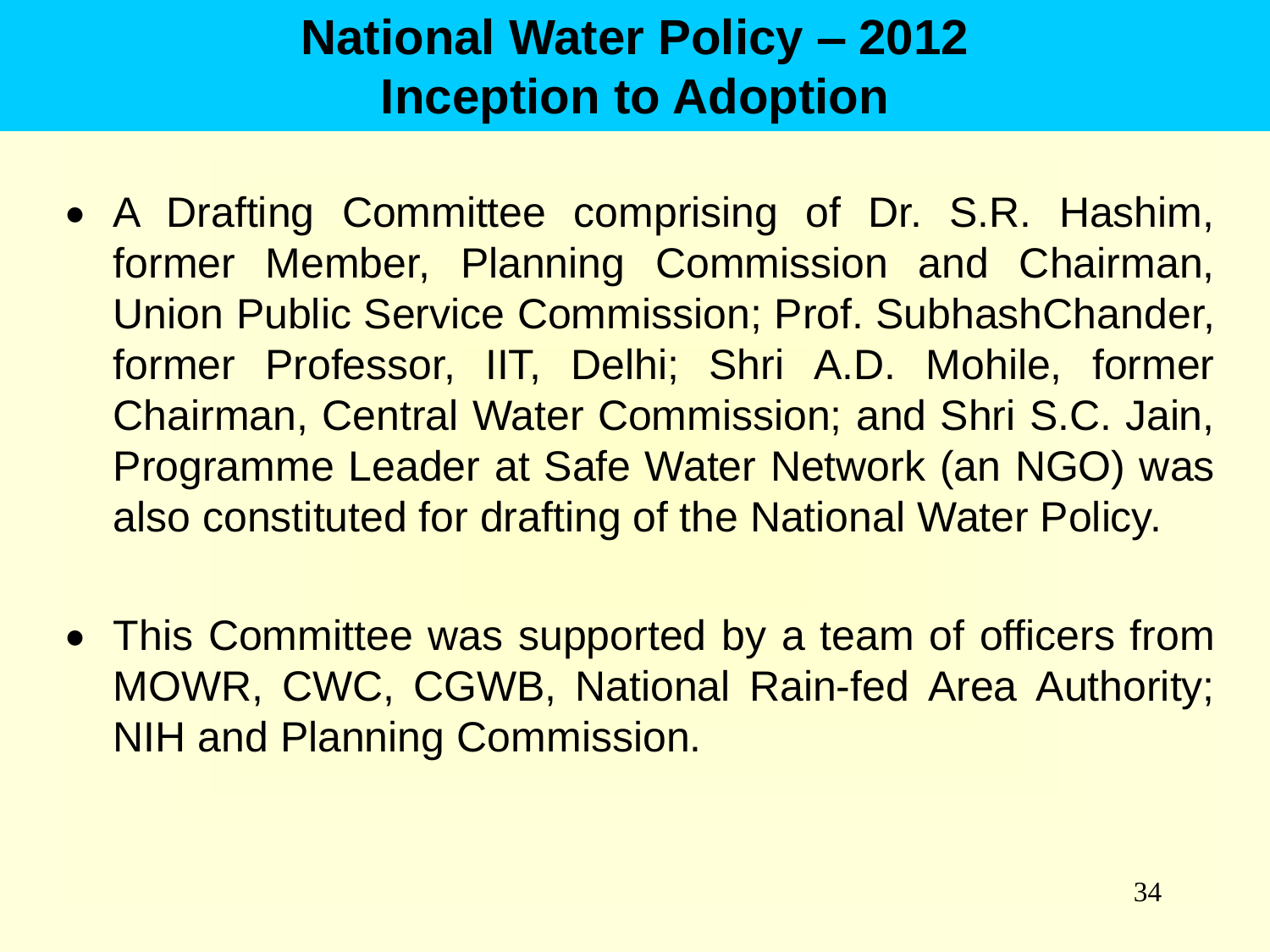# National Water Policy – 2012
# Inception to Adoption

- A Drafting Committee comprising of Dr. S.R. Hashim, former Member, Planning Commission and Chairman, Union Public Service Commission; Prof. SubhashChander, former Professor, IIT, Delhi; Shri A.D. Mohile, former Chairman, Central Water Commission; and Shri S.C. Jain, Programme Leader at Safe Water Network (an NGO) was also constituted for drafting of the National Water Policy.

- This Committee was supported by a team of officers from MOWR, CWC, CGWB, National Rain-fed Area Authority; NIH and Planning Commission.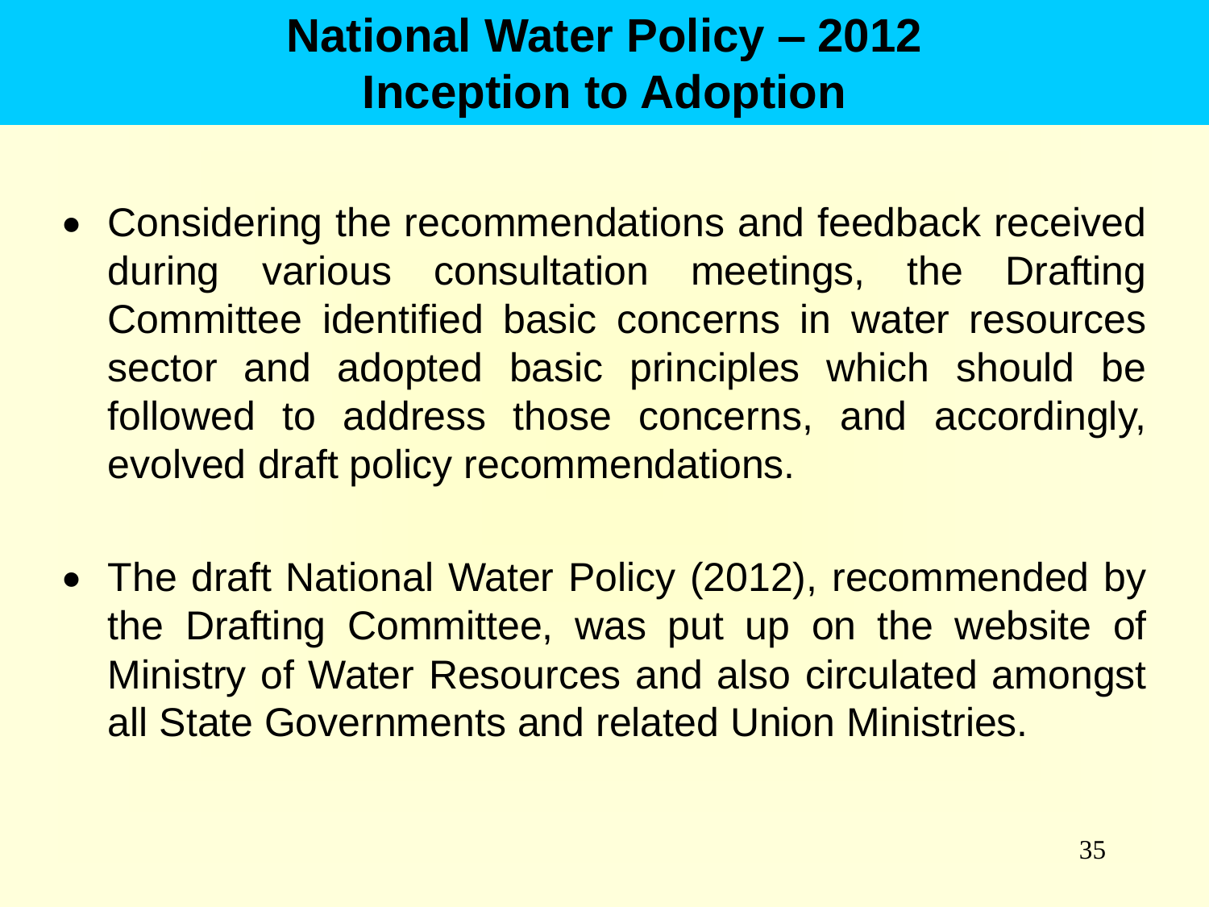# National Water Policy – 2012 Inception to Adoption

- Considering the recommendations and feedback received during various consultation meetings, the Drafting Committee identified basic concerns in water resources sector and adopted basic principles which should be followed to address those concerns, and accordingly, evolved draft policy recommendations.

- The draft National Water Policy (2012), recommended by the Drafting Committee, was put up on the website of Ministry of Water Resources and also circulated amongst all State Governments and related Union Ministries.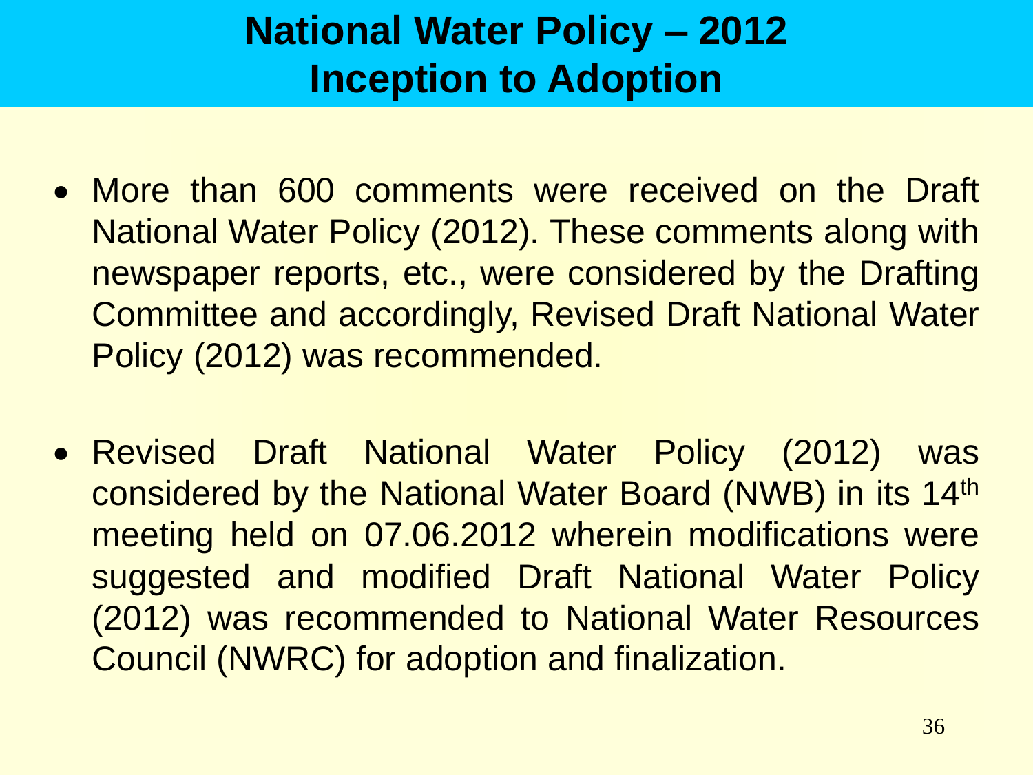# National Water Policy – 2012
# Inception to Adoption

- More than 600 comments were received on the Draft National Water Policy (2012). These comments along with newspaper reports, etc., were considered by the Drafting Committee and accordingly, Revised Draft National Water Policy (2012) was recommended.

- Revised Draft National Water Policy (2012) was considered by the National Water Board (NWB) in its 14th meeting held on 07.06.2012 wherein modifications were suggested and modified Draft National Water Policy (2012) was recommended to National Water Resources Council (NWRC) for adoption and finalization.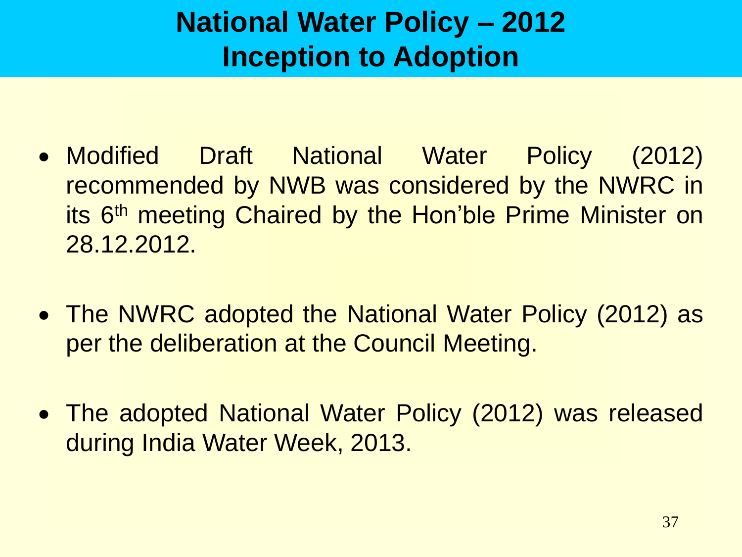# National Water Policy – 2012 Inception to Adoption

- Modified Draft National Water Policy (2012) recommended by NWB was considered by the NWRC in its $6^{th}$ meeting Chaired by the Hon'ble Prime Minister on 28.12.2012.

- The NWRC adopted the National Water Policy (2012) as per the deliberation at the Council Meeting.

- The adopted National Water Policy (2012) was released during India Water Week, 2013.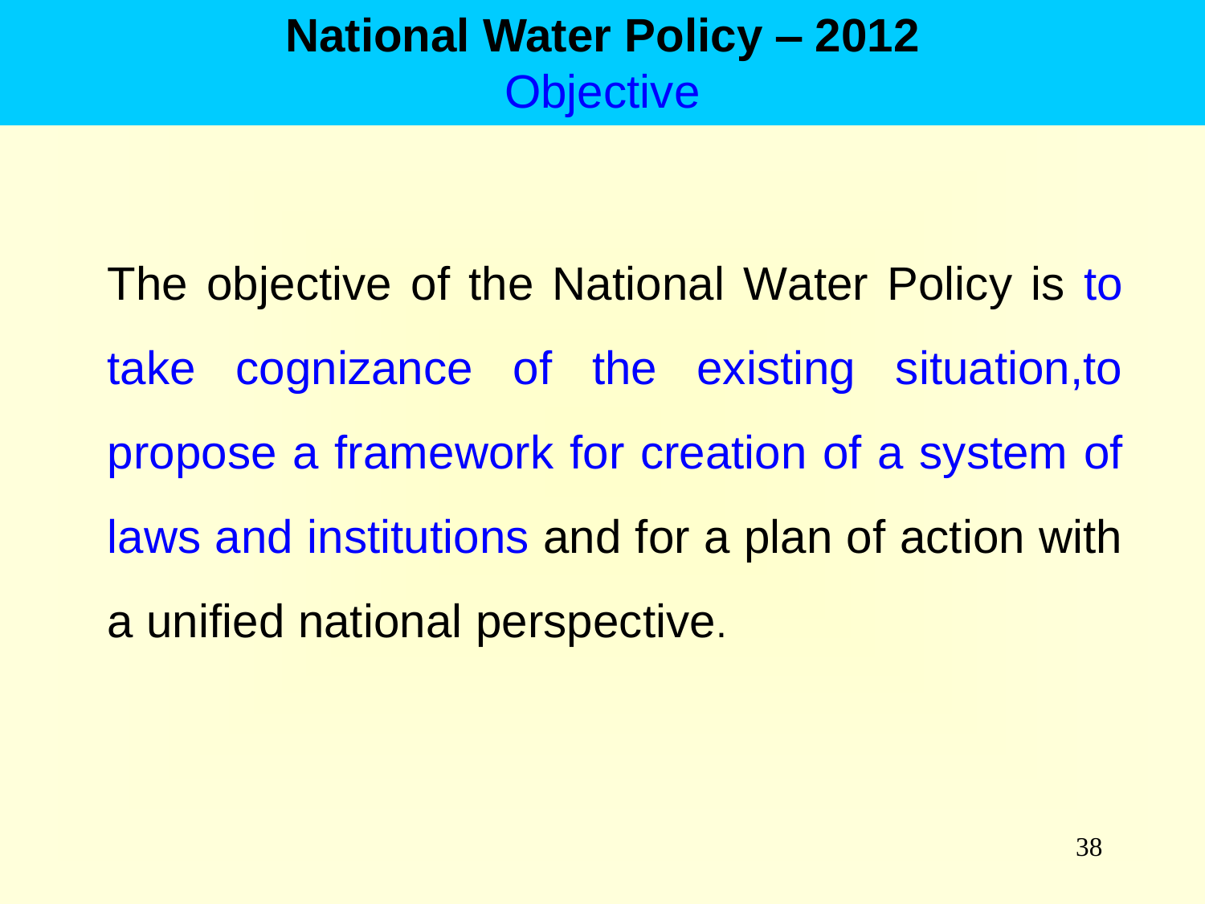# National Water Policy – 2012

## Objective

The objective of the National Water Policy is to take cognizance of the existing situation,to propose a framework for creation of a system of laws and institutions and for a plan of action with a unified national perspective.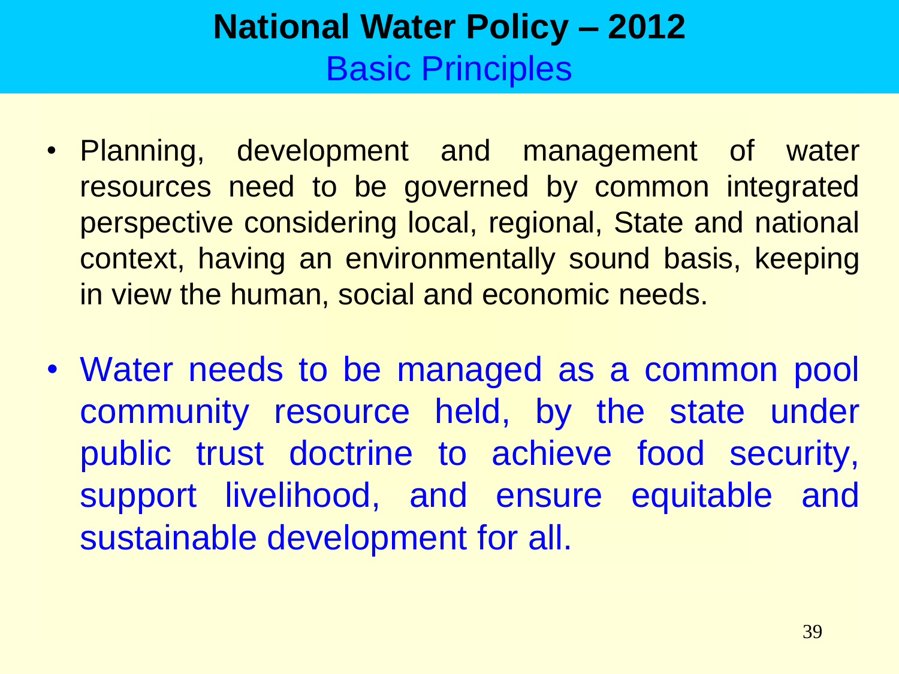# National Water Policy – 2012

## Basic Principles

- Planning, development and management of water resources need to be governed by common integrated perspective considering local, regional, State and national context, having an environmentally sound basis, keeping in view the human, social and economic needs.

- Water needs to be managed as a common pool community resource held, by the state under public trust doctrine to achieve food security, support livelihood, and ensure equitable and sustainable development for all.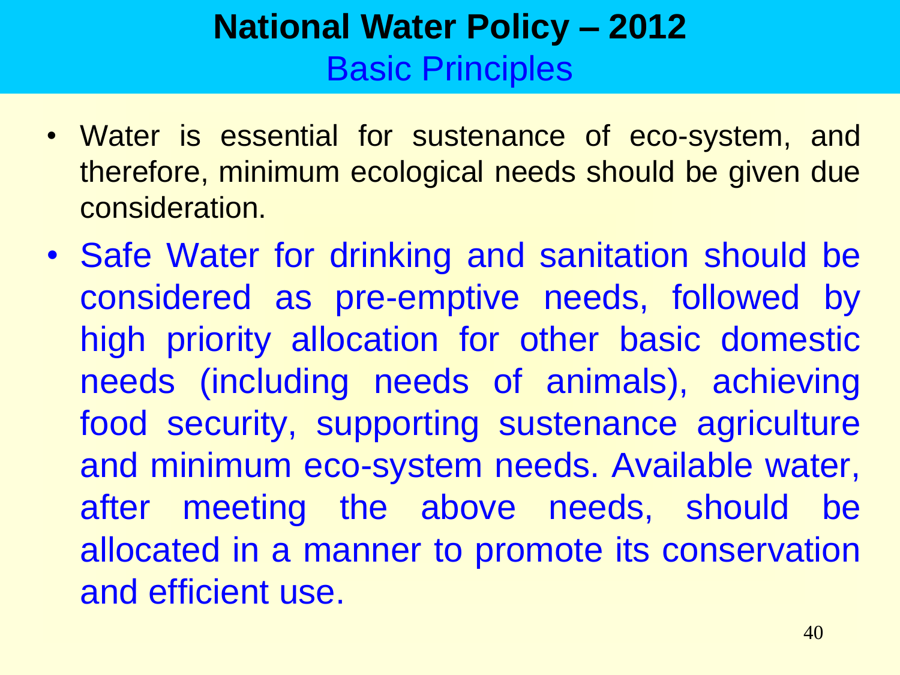# National Water Policy – 2012
## Basic Principles

- Water is essential for sustenance of eco-system, and therefore, minimum ecological needs should be given due consideration.
- Safe Water for drinking and sanitation should be considered as pre-emptive needs, followed by high priority allocation for other basic domestic needs (including needs of animals), achieving food security, supporting sustenance agriculture and minimum eco-system needs. Available water, after meeting the above needs, should be allocated in a manner to promote its conservation and efficient use.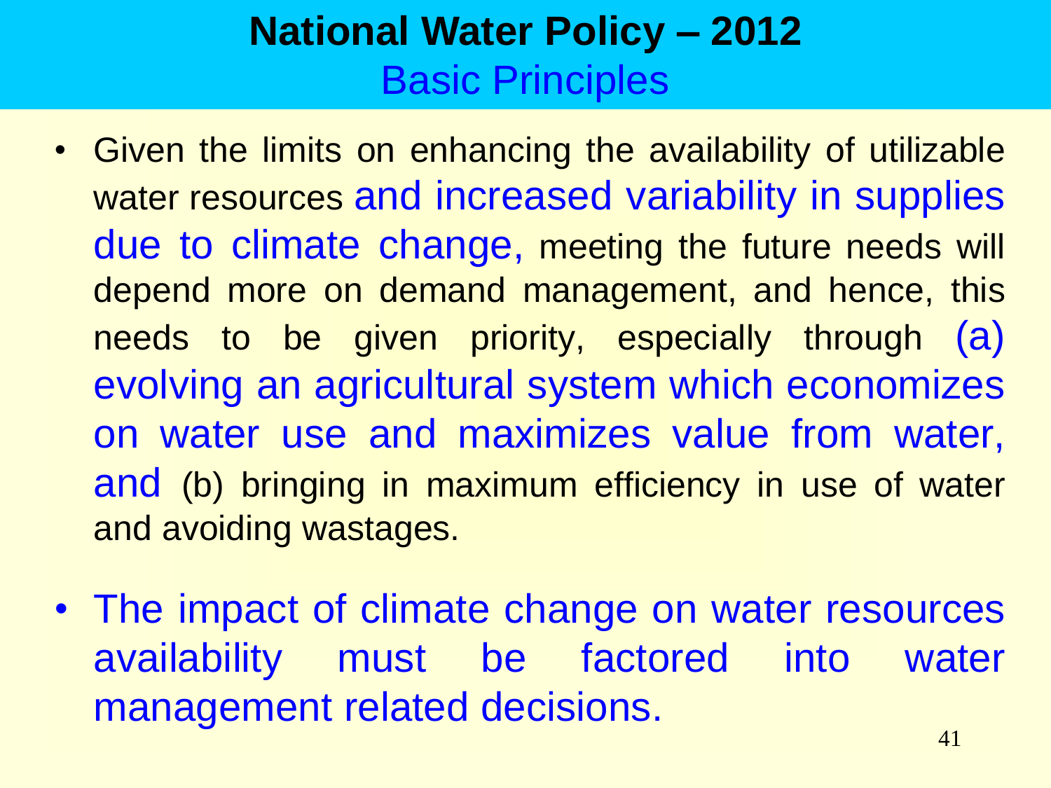# National Water Policy – 2012

## Basic Principles

- Given the limits on enhancing the availability of utilizable water resources and increased variability in supplies due to climate change, meeting the future needs will depend more on demand management, and hence, this needs to be given priority, especially through (a) evolving an agricultural system which economizes on water use and maximizes value from water, and (b) bringing in maximum efficiency in use of water and avoiding wastages.
- The impact of climate change on water resources availability must be factored into water management related decisions.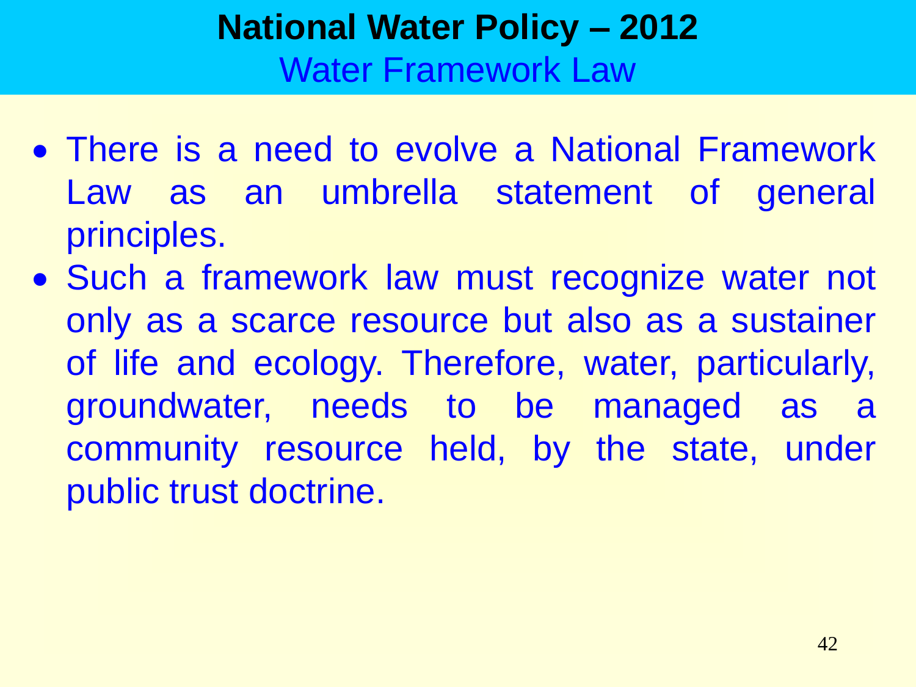# National Water Policy – 2012

## Water Framework Law

- There is a need to evolve a National Framework Law as an umbrella statement of general principles.
- Such a framework law must recognize water not only as a scarce resource but also as a sustainer of life and ecology. Therefore, water, particularly, groundwater, needs to be managed as a community resource held, by the state, under public trust doctrine.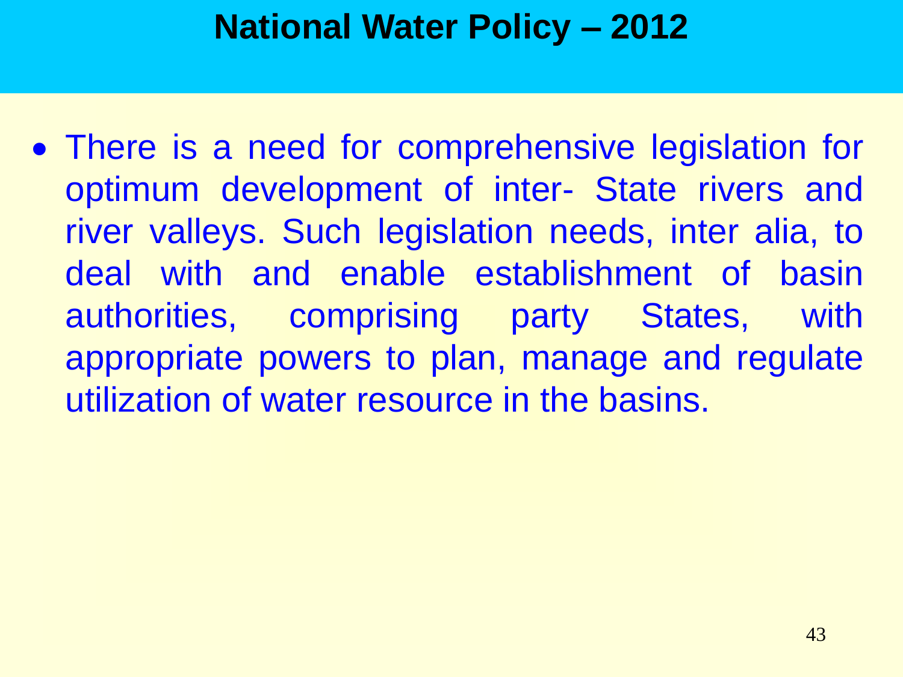# National Water Policy – 2012

- There is a need for comprehensive legislation for optimum development of inter- State rivers and river valleys. Such legislation needs, inter alia, to deal with and enable establishment of basin authorities, comprising party States, with appropriate powers to plan, manage and regulate utilization of water resource in the basins.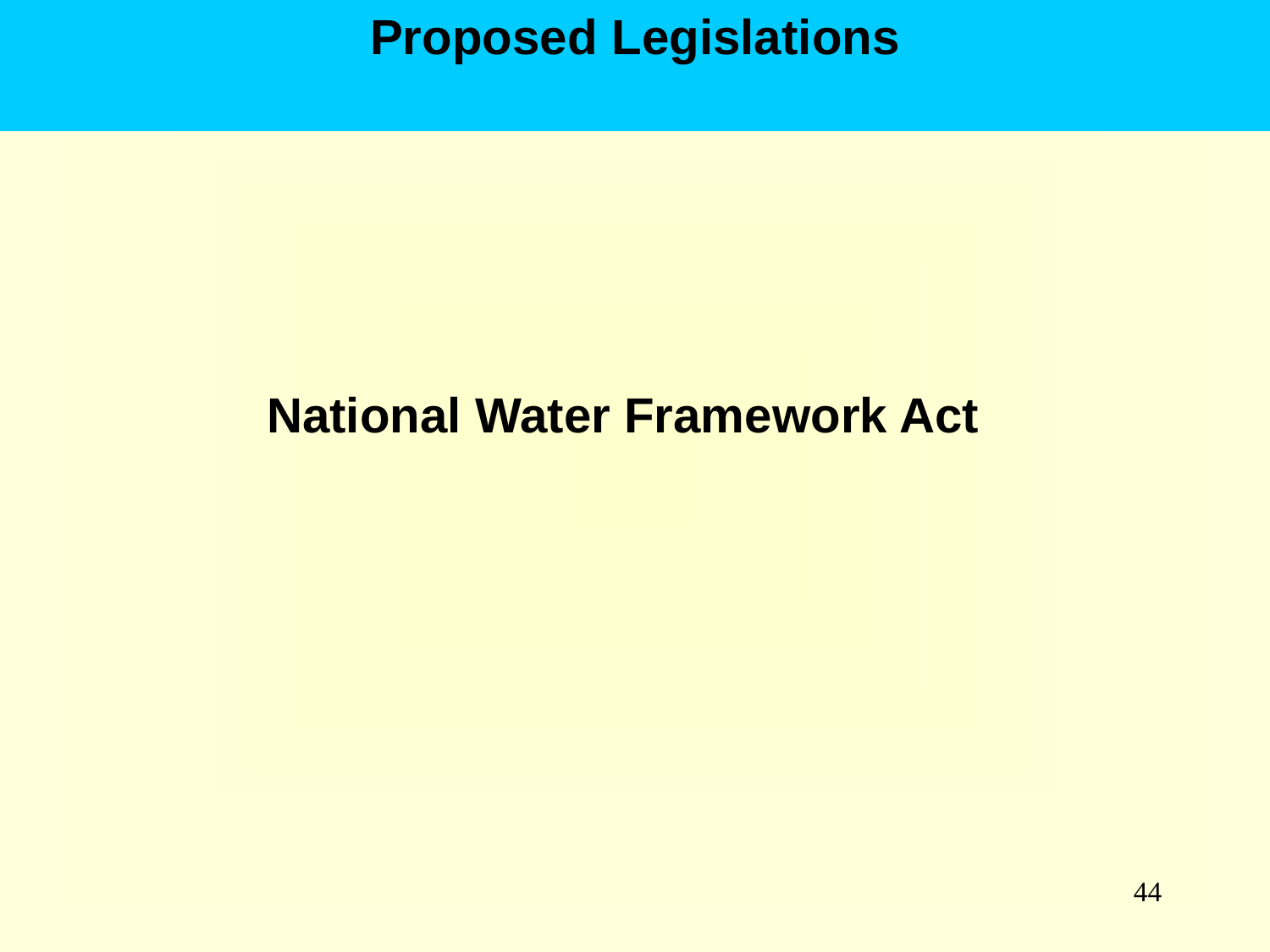# Proposed Legislations

**National Water Framework Act**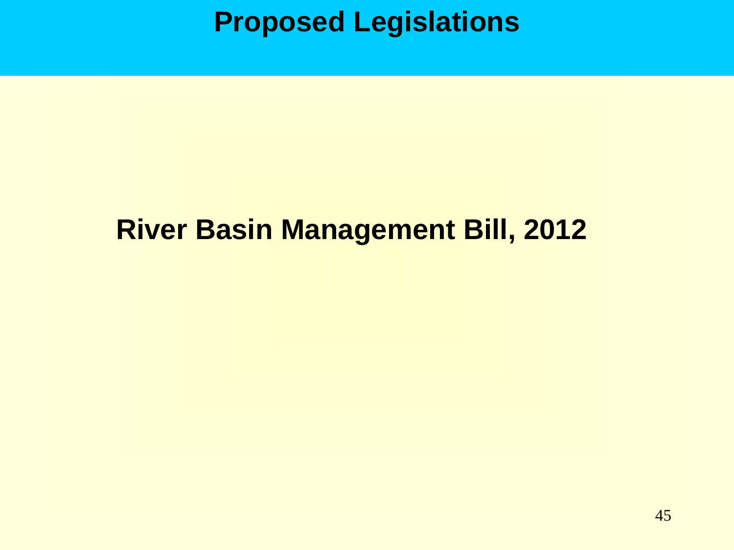# Proposed Legislations

**River Basin Management Bill, 2012**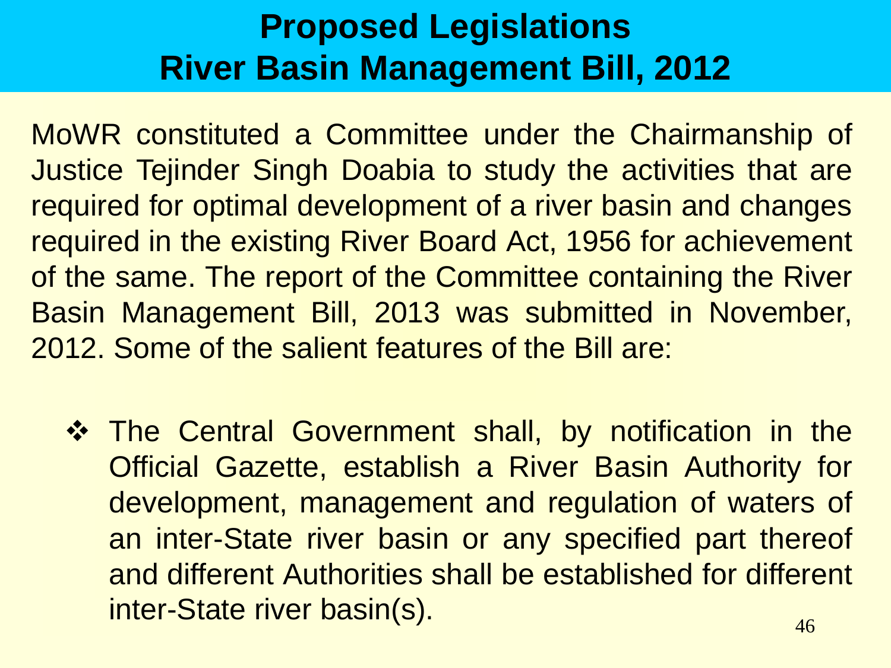# Proposed Legislations
# River Basin Management Bill, 2012

MoWR constituted a Committee under the Chairmanship of Justice Tejinder Singh Doabia to study the activities that are required for optimal development of a river basin and changes required in the existing River Board Act, 1956 for achievement of the same. The report of the Committee containing the River Basin Management Bill, 2013 was submitted in November, 2012. Some of the salient features of the Bill are:

- The Central Government shall, by notification in the Official Gazette, establish a River Basin Authority for development, management and regulation of waters of an inter-State river basin or any specified part thereof and different Authorities shall be established for different inter-State river basin(s).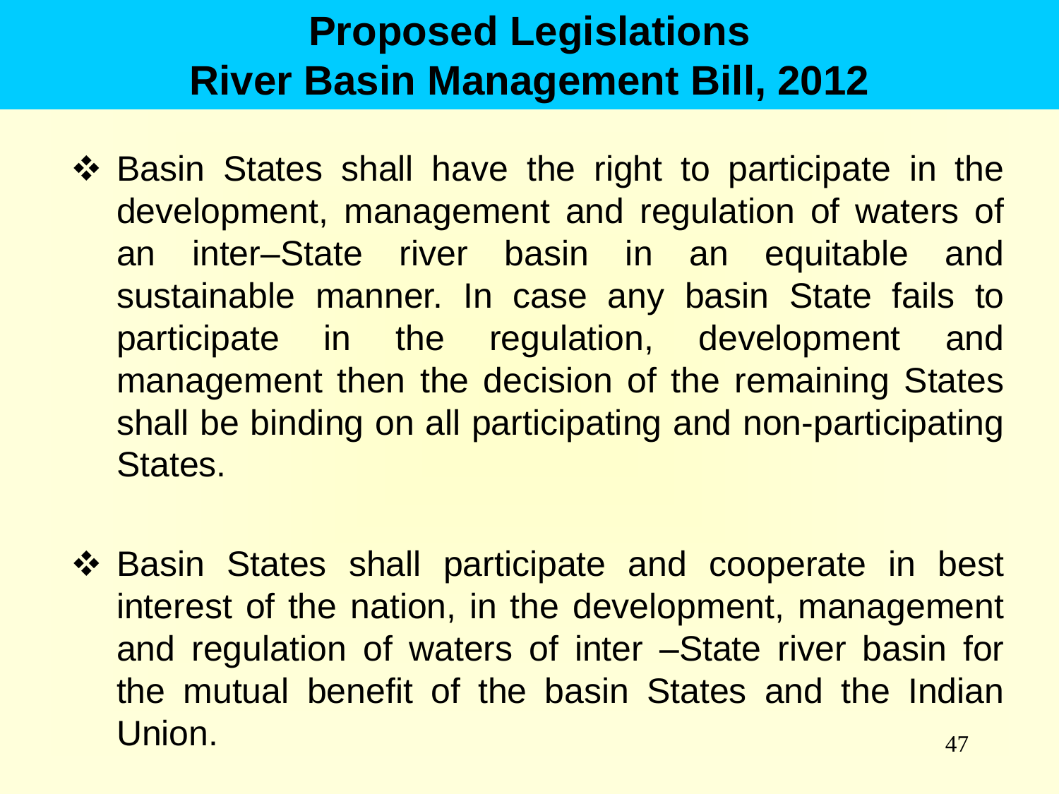# Proposed Legislations
# River Basin Management Bill, 2012

- Basin States shall have the right to participate in the development, management and regulation of waters of an inter–State river basin in an equitable and sustainable manner. In case any basin State fails to participate in the regulation, development and management then the decision of the remaining States shall be binding on all participating and non-participating States.

- Basin States shall participate and cooperate in best interest of the nation, in the development, management and regulation of waters of inter –State river basin for the mutual benefit of the basin States and the Indian Union.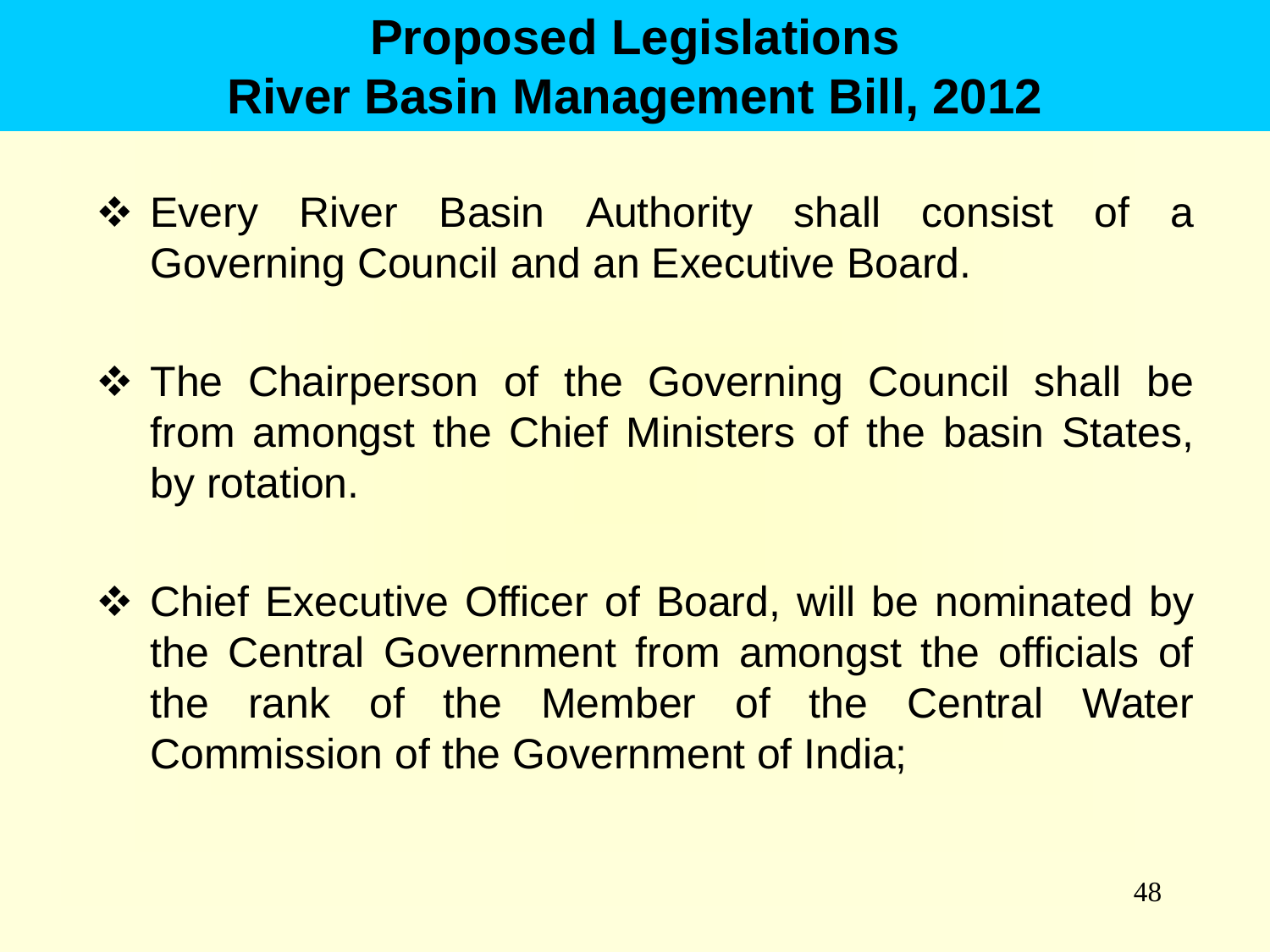# Proposed Legislations
# River Basin Management Bill, 2012

- Every River Basin Authority shall consist of a Governing Council and an Executive Board.

- The Chairperson of the Governing Council shall be from amongst the Chief Ministers of the basin States, by rotation.

- Chief Executive Officer of Board, will be nominated by the Central Government from amongst the officials of the rank of the Member of the Central Water Commission of the Government of India;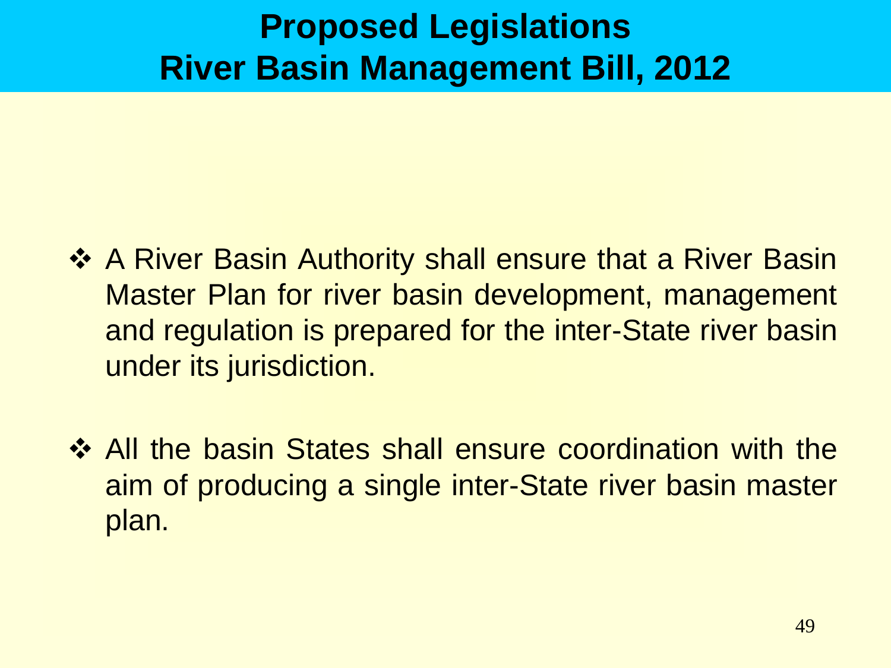# Proposed Legislations
# River Basin Management Bill, 2012

- A River Basin Authority shall ensure that a River Basin Master Plan for river basin development, management and regulation is prepared for the inter-State river basin under its jurisdiction.

- All the basin States shall ensure coordination with the aim of producing a single inter-State river basin master plan.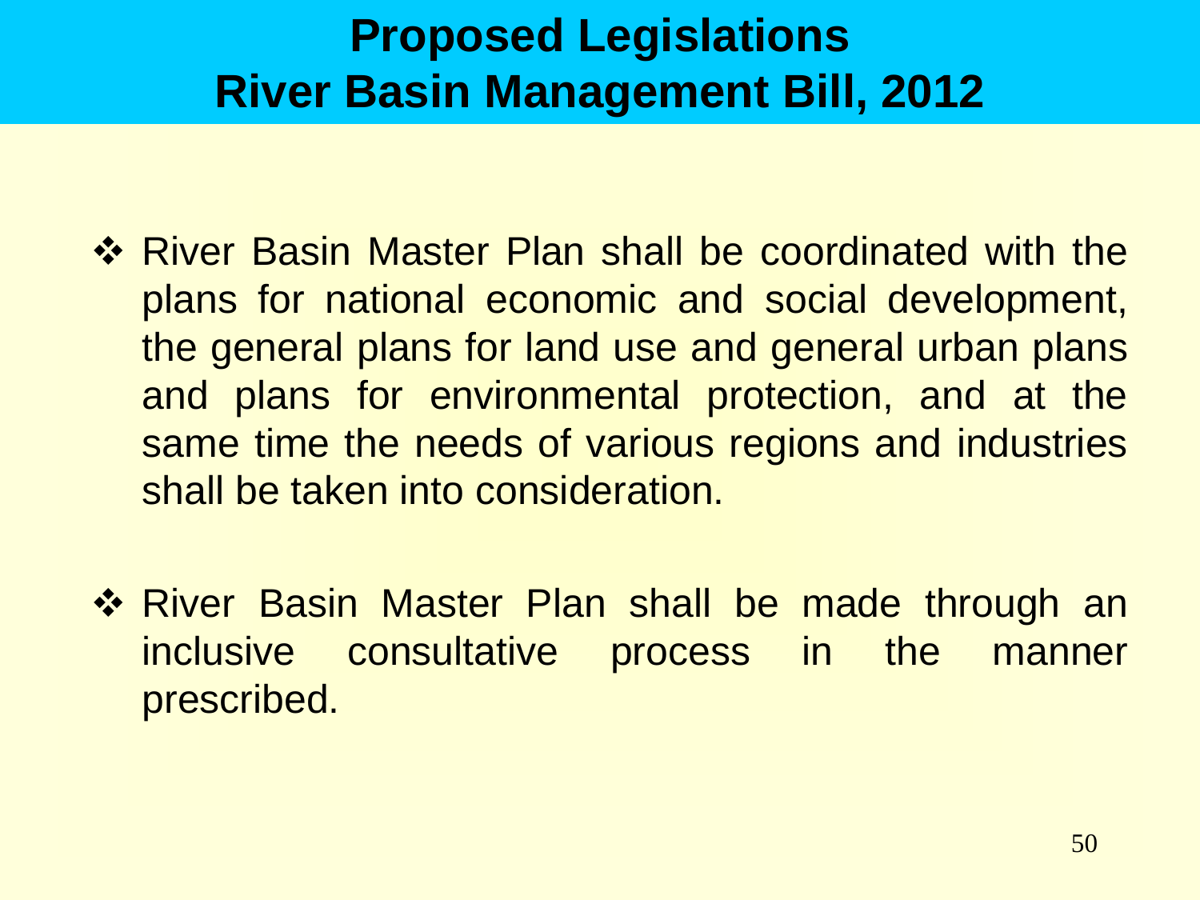# Proposed Legislations
# River Basin Management Bill, 2012

- River Basin Master Plan shall be coordinated with the plans for national economic and social development, the general plans for land use and general urban plans and plans for environmental protection, and at the same time the needs of various regions and industries shall be taken into consideration.

- River Basin Master Plan shall be made through an inclusive consultative process in the manner prescribed.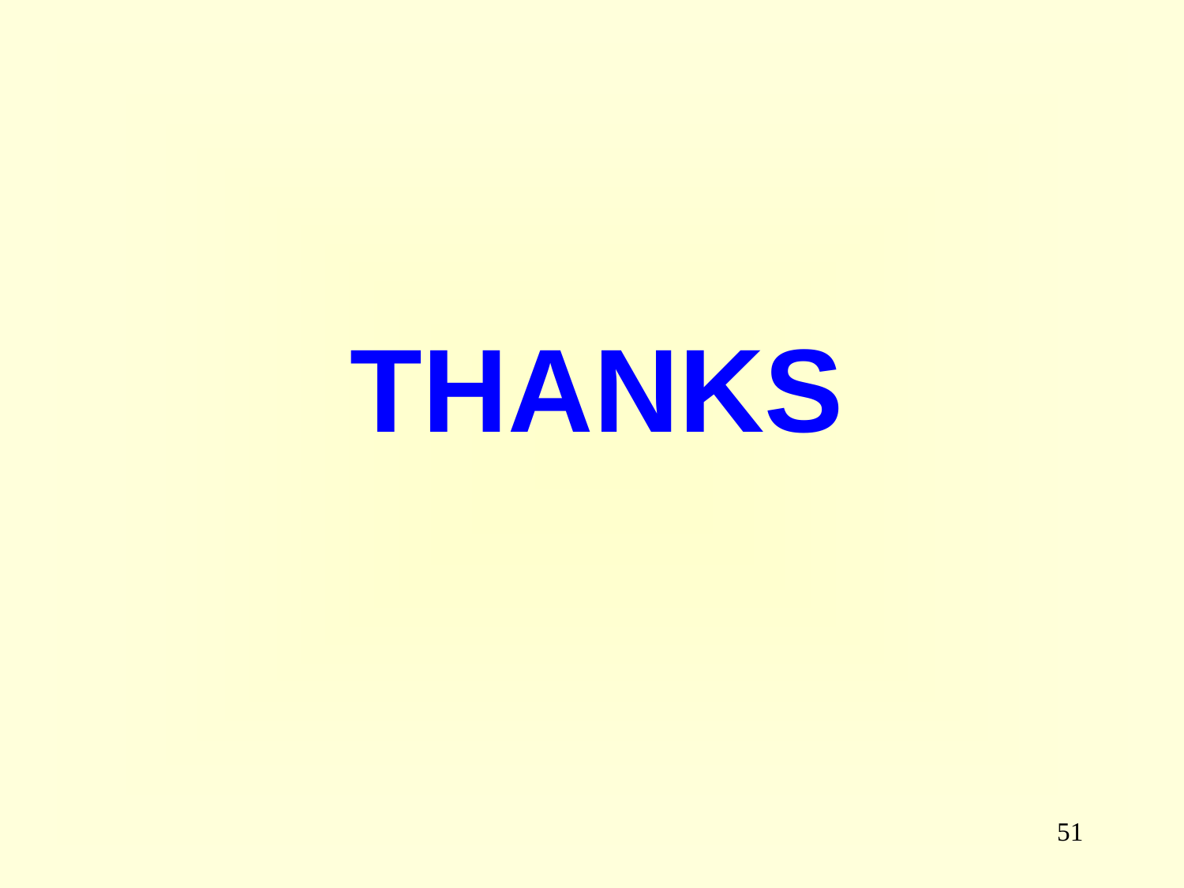# THANKS